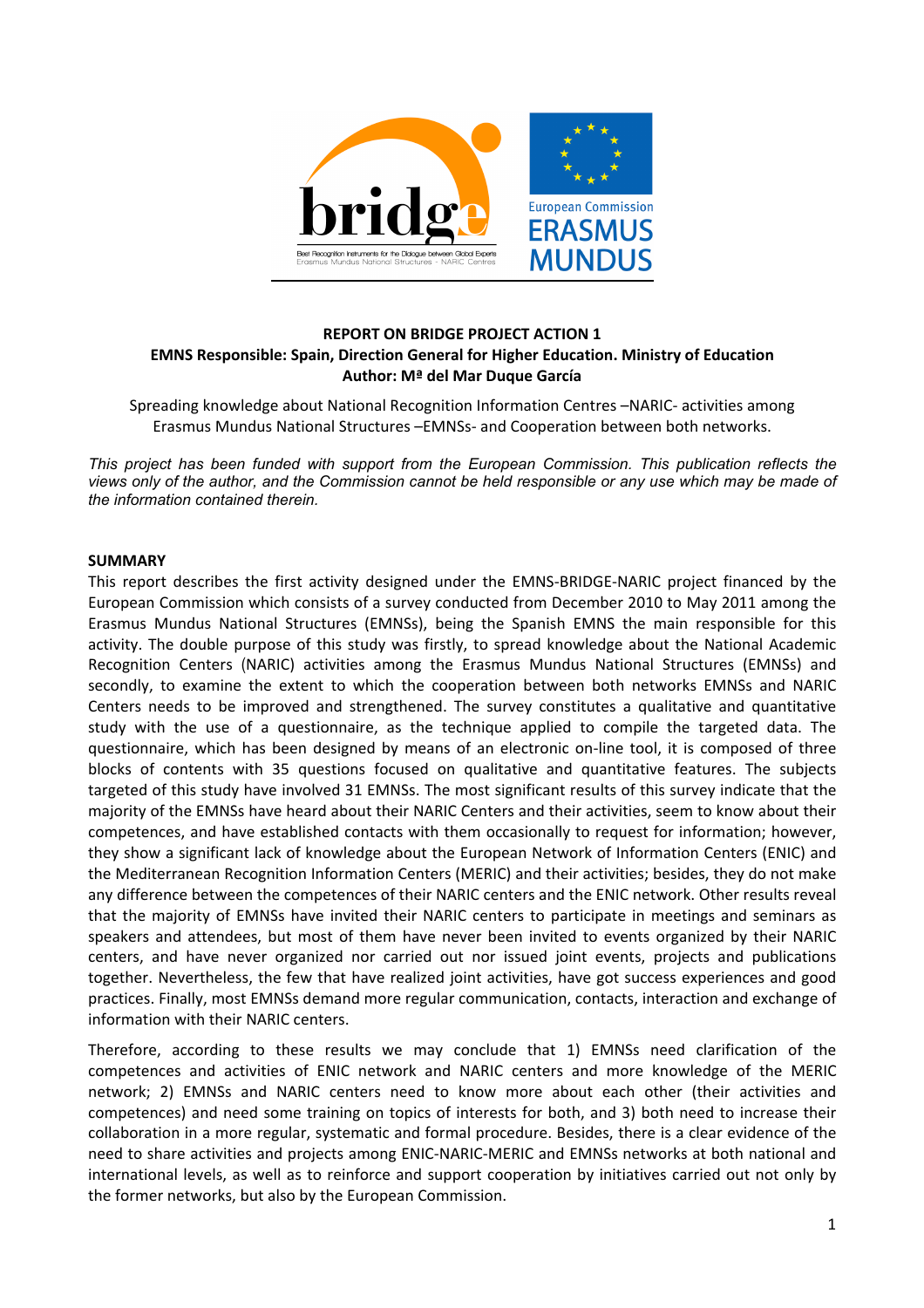**REPORT ON BRIDGE PROJECT ACTION 1**
**EMNS Responsible: Spain, Direction General for Higher Education. Ministry of Education**
**Author: Mª del Mar Duque García**

Spreading knowledge about National Recognition Information Centres –NARIC- activities among Erasmus Mundus National Structures –EMNSs- and Cooperation between both networks.

*This project has been funded with support from the European Commission. This publication reflects the views only of the author, and the Commission cannot be held responsible or any use which may be made of the information contained therein.*

## SUMMARY

This report describes the first activity designed under the EMNS-BRIDGE-NARIC project financed by the European Commission which consists of a survey conducted from December 2010 to May 2011 among the Erasmus Mundus National Structures (EMNSs), being the Spanish EMNS the main responsible for this activity. The double purpose of this study was firstly, to spread knowledge about the National Academic Recognition Centers (NARIC) activities among the Erasmus Mundus National Structures (EMNSs) and secondly, to examine the extent to which the cooperation between both networks EMNSs and NARIC Centers needs to be improved and strengthened. The survey constitutes a qualitative and quantitative study with the use of a questionnaire, as the technique applied to compile the targeted data. The questionnaire, which has been designed by means of an electronic on-line tool, it is composed of three blocks of contents with 35 questions focused on qualitative and quantitative features. The subjects targeted of this study have involved 31 EMNSs. The most significant results of this survey indicate that the majority of the EMNSs have heard about their NARIC Centers and their activities, seem to know about their competences, and have established contacts with them occasionally to request for information; however, they show a significant lack of knowledge about the European Network of Information Centers (ENIC) and the Mediterranean Recognition Information Centers (MERIC) and their activities; besides, they do not make any difference between the competences of their NARIC centers and the ENIC network. Other results reveal that the majority of EMNSs have invited their NARIC centers to participate in meetings and seminars as speakers and attendees, but most of them have never been invited to events organized by their NARIC centers, and have never organized nor carried out nor issued joint events, projects and publications together. Nevertheless, the few that have realized joint activities, have got success experiences and good practices. Finally, most EMNSs demand more regular communication, contacts, interaction and exchange of information with their NARIC centers.

Therefore, according to these results we may conclude that 1) EMNSs need clarification of the competences and activities of ENIC network and NARIC centers and more knowledge of the MERIC network; 2) EMNSs and NARIC centers need to know more about each other (their activities and competences) and need some training on topics of interests for both, and 3) both need to increase their collaboration in a more regular, systematic and formal procedure. Besides, there is a clear evidence of the need to share activities and projects among ENIC-NARIC-MERIC and EMNSs networks at both national and international levels, as well as to reinforce and support cooperation by initiatives carried out not only by the former networks, but also by the European Commission.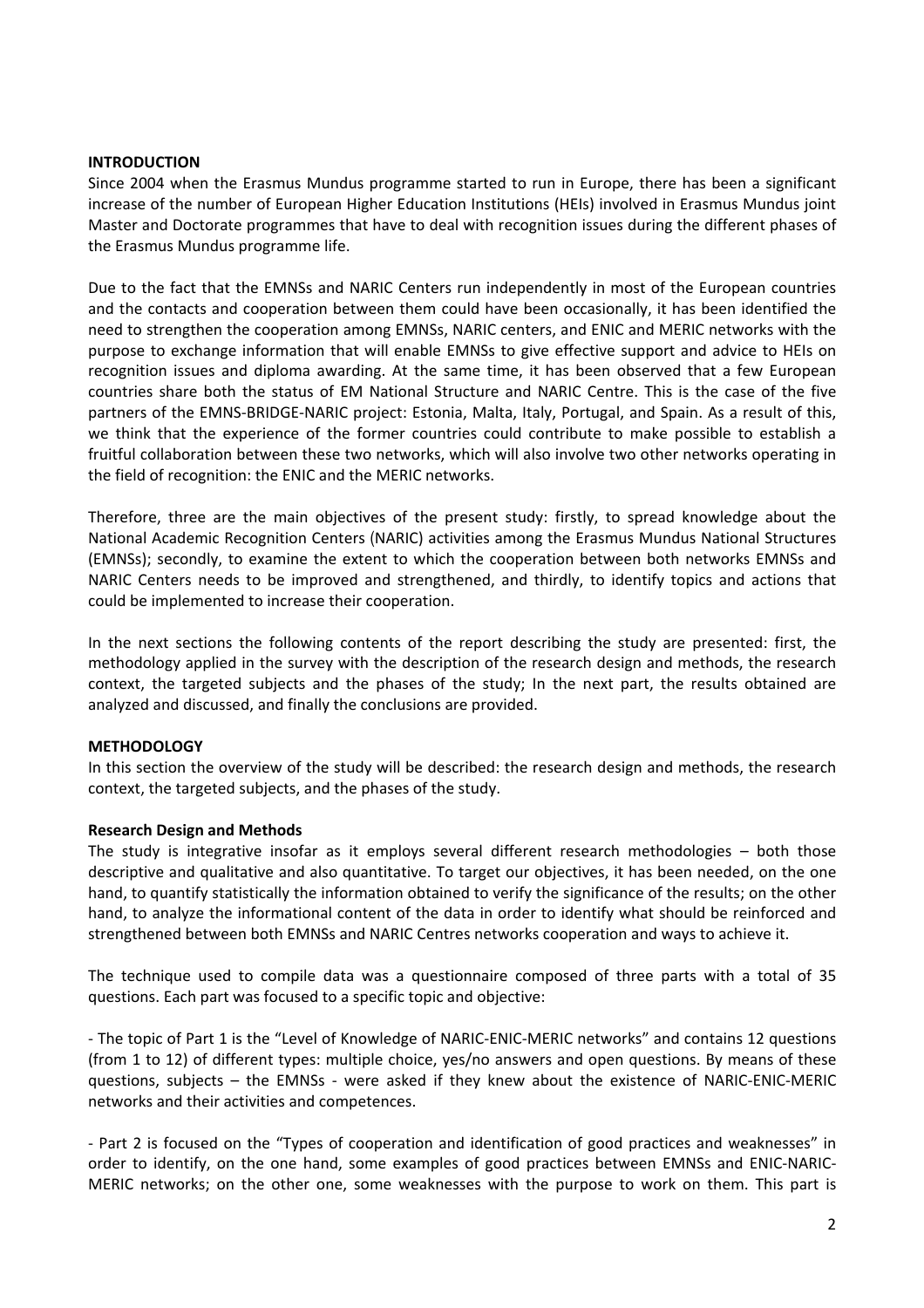## INTRODUCTION

Since 2004 when the Erasmus Mundus programme started to run in Europe, there has been a significant increase of the number of European Higher Education Institutions (HEIs) involved in Erasmus Mundus joint Master and Doctorate programmes that have to deal with recognition issues during the different phases of the Erasmus Mundus programme life.

Due to the fact that the EMNSs and NARIC Centers run independently in most of the European countries and the contacts and cooperation between them could have been occasionally, it has been identified the need to strengthen the cooperation among EMNSs, NARIC centers, and ENIC and MERIC networks with the purpose to exchange information that will enable EMNSs to give effective support and advice to HEIs on recognition issues and diploma awarding. At the same time, it has been observed that a few European countries share both the status of EM National Structure and NARIC Centre. This is the case of the five partners of the EMNS-BRIDGE-NARIC project: Estonia, Malta, Italy, Portugal, and Spain. As a result of this, we think that the experience of the former countries could contribute to make possible to establish a fruitful collaboration between these two networks, which will also involve two other networks operating in the field of recognition: the ENIC and the MERIC networks.

Therefore, three are the main objectives of the present study: firstly, to spread knowledge about the National Academic Recognition Centers (NARIC) activities among the Erasmus Mundus National Structures (EMNSs); secondly, to examine the extent to which the cooperation between both networks EMNSs and NARIC Centers needs to be improved and strengthened, and thirdly, to identify topics and actions that could be implemented to increase their cooperation.

In the next sections the following contents of the report describing the study are presented: first, the methodology applied in the survey with the description of the research design and methods, the research context, the targeted subjects and the phases of the study; In the next part, the results obtained are analyzed and discussed, and finally the conclusions are provided.

## METHODOLOGY

In this section the overview of the study will be described: the research design and methods, the research context, the targeted subjects, and the phases of the study.

### Research Design and Methods

The study is integrative insofar as it employs several different research methodologies – both those descriptive and qualitative and also quantitative. To target our objectives, it has been needed, on the one hand, to quantify statistically the information obtained to verify the significance of the results; on the other hand, to analyze the informational content of the data in order to identify what should be reinforced and strengthened between both EMNSs and NARIC Centres networks cooperation and ways to achieve it.

The technique used to compile data was a questionnaire composed of three parts with a total of 35 questions. Each part was focused to a specific topic and objective:

- The topic of Part 1 is the "Level of Knowledge of NARIC-ENIC-MERIC networks" and contains 12 questions (from 1 to 12) of different types: multiple choice, yes/no answers and open questions. By means of these questions, subjects – the EMNSs - were asked if they knew about the existence of NARIC-ENIC-MERIC networks and their activities and competences.

- Part 2 is focused on the "Types of cooperation and identification of good practices and weaknesses" in order to identify, on the one hand, some examples of good practices between EMNSs and ENIC-NARIC-MERIC networks; on the other one, some weaknesses with the purpose to work on them. This part is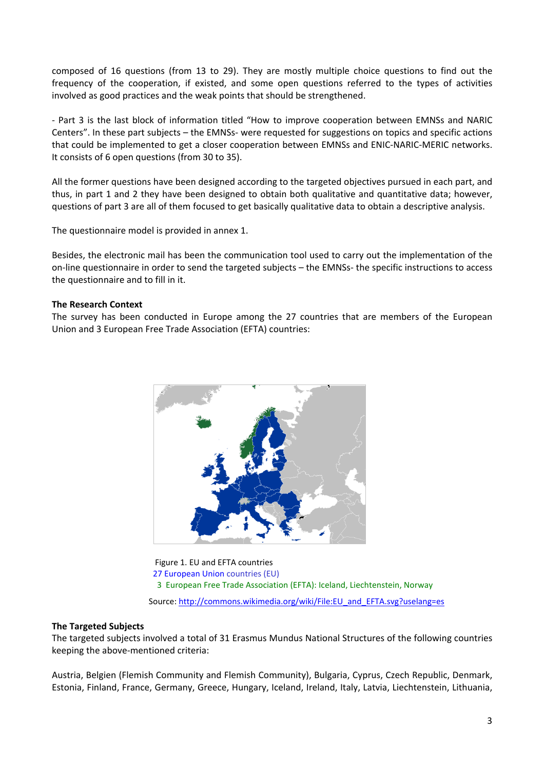composed of 16 questions (from 13 to 29). They are mostly multiple choice questions to find out the frequency of the cooperation, if existed, and some open questions referred to the types of activities involved as good practices and the weak points that should be strengthened.

- Part 3 is the last block of information titled "How to improve cooperation between EMNSs and NARIC Centers". In these part subjects – the EMNSs- were requested for suggestions on topics and specific actions that could be implemented to get a closer cooperation between EMNSs and ENIC-NARIC-MERIC networks. It consists of 6 open questions (from 30 to 35).

All the former questions have been designed according to the targeted objectives pursued in each part, and thus, in part 1 and 2 they have been designed to obtain both qualitative and quantitative data; however, questions of part 3 are all of them focused to get basically qualitative data to obtain a descriptive analysis.

The questionnaire model is provided in annex 1.

Besides, the electronic mail has been the communication tool used to carry out the implementation of the on-line questionnaire in order to send the targeted subjects – the EMNSs- the specific instructions to access the questionnaire and to fill in it.

**The Research Context**

The survey has been conducted in Europe among the 27 countries that are members of the European Union and 3 European Free Trade Association (EFTA) countries:

Figure 1. EU and EFTA countries

27 European Union countries (EU)

3 European Free Trade Association (EFTA): Iceland, Liechtenstein, Norway

Source: http://commons.wikimedia.org/wiki/File:EU_and_EFTA.svg?uselang=es

**The Targeted Subjects**

The targeted subjects involved a total of 31 Erasmus Mundus National Structures of the following countries keeping the above-mentioned criteria:

Austria, Belgien (Flemish Community and Flemish Community), Bulgaria, Cyprus, Czech Republic, Denmark, Estonia, Finland, France, Germany, Greece, Hungary, Iceland, Ireland, Italy, Latvia, Liechtenstein, Lithuania,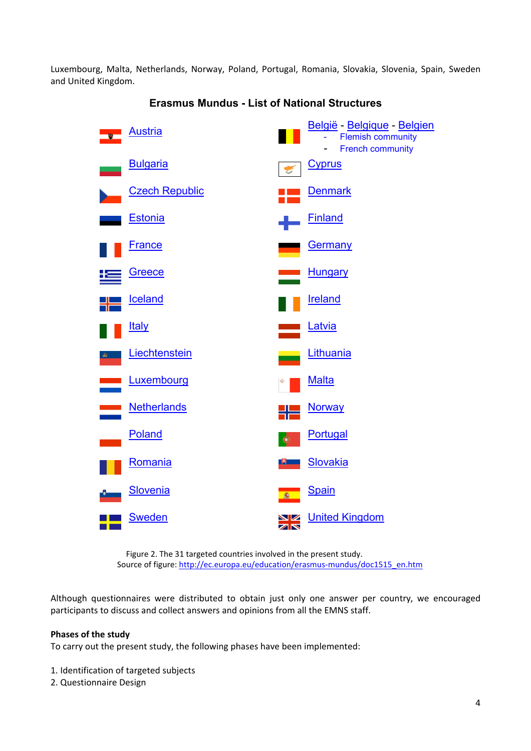Luxembourg, Malta, Netherlands, Norway, Poland, Portugal, Romania, Slovakia, Slovenia, Spain, Sweden and United Kingdom.

**Erasmus Mundus - List of National Structures**

Austria

België - Belgique - Belgien
- Flemish community
- French community

Bulgaria

Cyprus

Czech Republic

Denmark

Estonia

Finland

France

Germany

Greece

Hungary

Iceland

Ireland

Italy

Latvia

Liechtenstein

Lithuania

Luxembourg

Malta

Netherlands

Norway

Poland

Portugal

Romania

Slovakia

Slovenia

Spain

Sweden

United Kingdom

Figure 2. The 31 targeted countries involved in the present study.
Source of figure: http://ec.europa.eu/education/erasmus-mundus/doc1515_en.htm

Although questionnaires were distributed to obtain just only one answer per country, we encouraged participants to discuss and collect answers and opinions from all the EMNS staff.

**Phases of the study**

To carry out the present study, the following phases have been implemented:

1. Identification of targeted subjects
2. Questionnaire Design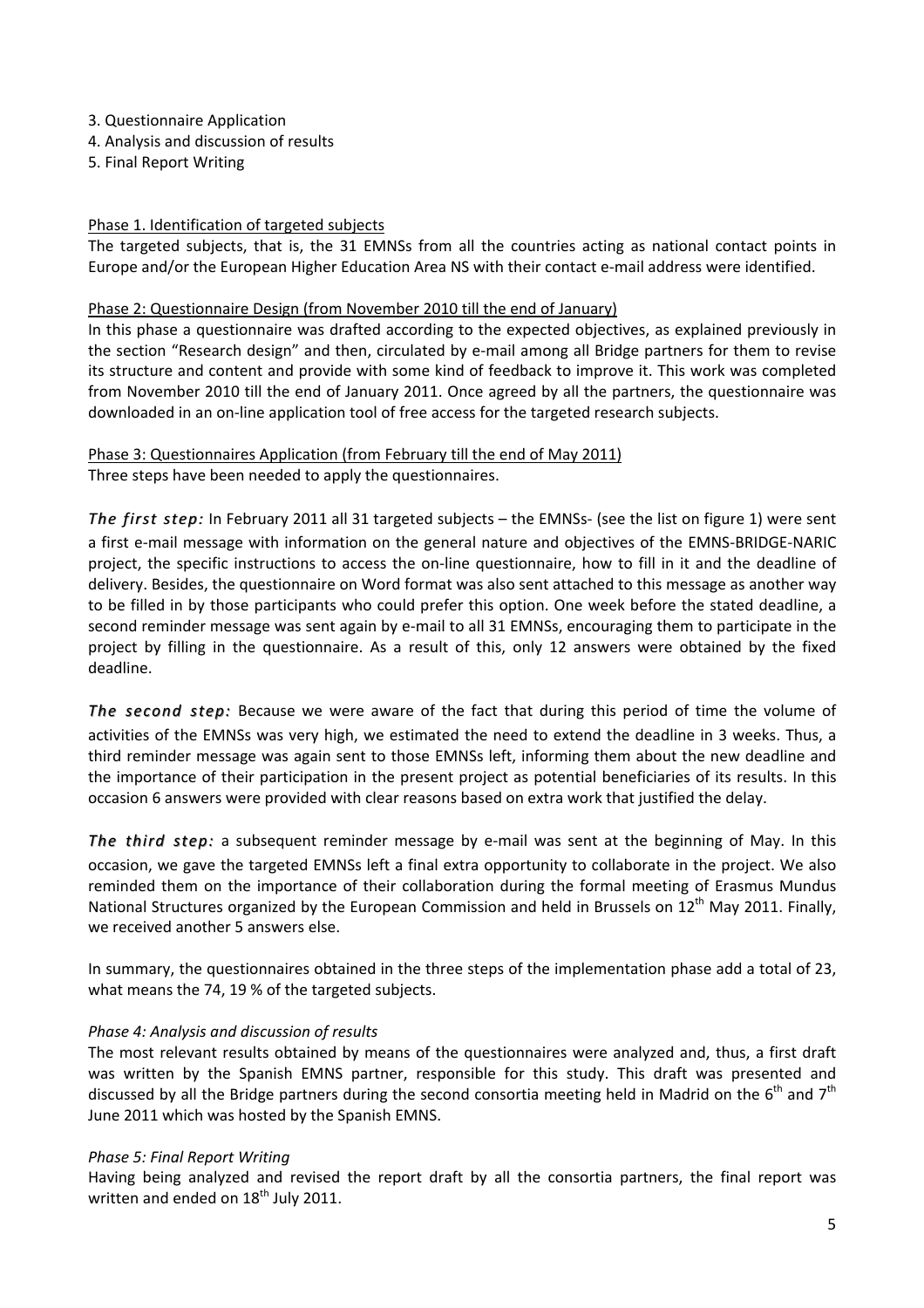3. Questionnaire Application
4. Analysis and discussion of results
5. Final Report Writing

Phase 1. Identification of targeted subjects

The targeted subjects, that is, the 31 EMNSs from all the countries acting as national contact points in Europe and/or the European Higher Education Area NS with their contact e-mail address were identified.

Phase 2: Questionnaire Design (from November 2010 till the end of January)

In this phase a questionnaire was drafted according to the expected objectives, as explained previously in the section "Research design" and then, circulated by e-mail among all Bridge partners for them to revise its structure and content and provide with some kind of feedback to improve it. This work was completed from November 2010 till the end of January 2011. Once agreed by all the partners, the questionnaire was downloaded in an on-line application tool of free access for the targeted research subjects.

Phase 3: Questionnaires Application (from February till the end of May 2011)

Three steps have been needed to apply the questionnaires.

***The first step:*** In February 2011 all 31 targeted subjects – the EMNSs- (see the list on figure 1) were sent a first e-mail message with information on the general nature and objectives of the EMNS-BRIDGE-NARIC project, the specific instructions to access the on-line questionnaire, how to fill in it and the deadline of delivery. Besides, the questionnaire on Word format was also sent attached to this message as another way to be filled in by those participants who could prefer this option. One week before the stated deadline, a second reminder message was sent again by e-mail to all 31 EMNSs, encouraging them to participate in the project by filling in the questionnaire. As a result of this, only 12 answers were obtained by the fixed deadline.

***The second step:*** Because we were aware of the fact that during this period of time the volume of activities of the EMNSs was very high, we estimated the need to extend the deadline in 3 weeks. Thus, a third reminder message was again sent to those EMNSs left, informing them about the new deadline and the importance of their participation in the present project as potential beneficiaries of its results. In this occasion 6 answers were provided with clear reasons based on extra work that justified the delay.

***The third step:*** a subsequent reminder message by e-mail was sent at the beginning of May. In this occasion, we gave the targeted EMNSs left a final extra opportunity to collaborate in the project. We also reminded them on the importance of their collaboration during the formal meeting of Erasmus Mundus National Structures organized by the European Commission and held in Brussels on 12th May 2011. Finally, we received another 5 answers else.

In summary, the questionnaires obtained in the three steps of the implementation phase add a total of 23, what means the 74, 19 % of the targeted subjects.

*Phase 4: Analysis and discussion of results*

The most relevant results obtained by means of the questionnaires were analyzed and, thus, a first draft was written by the Spanish EMNS partner, responsible for this study. This draft was presented and discussed by all the Bridge partners during the second consortia meeting held in Madrid on the 6th and 7th June 2011 which was hosted by the Spanish EMNS.

*Phase 5: Final Report Writing*

Having being analyzed and revised the report draft by all the consortia partners, the final report was written and ended on 18th July 2011.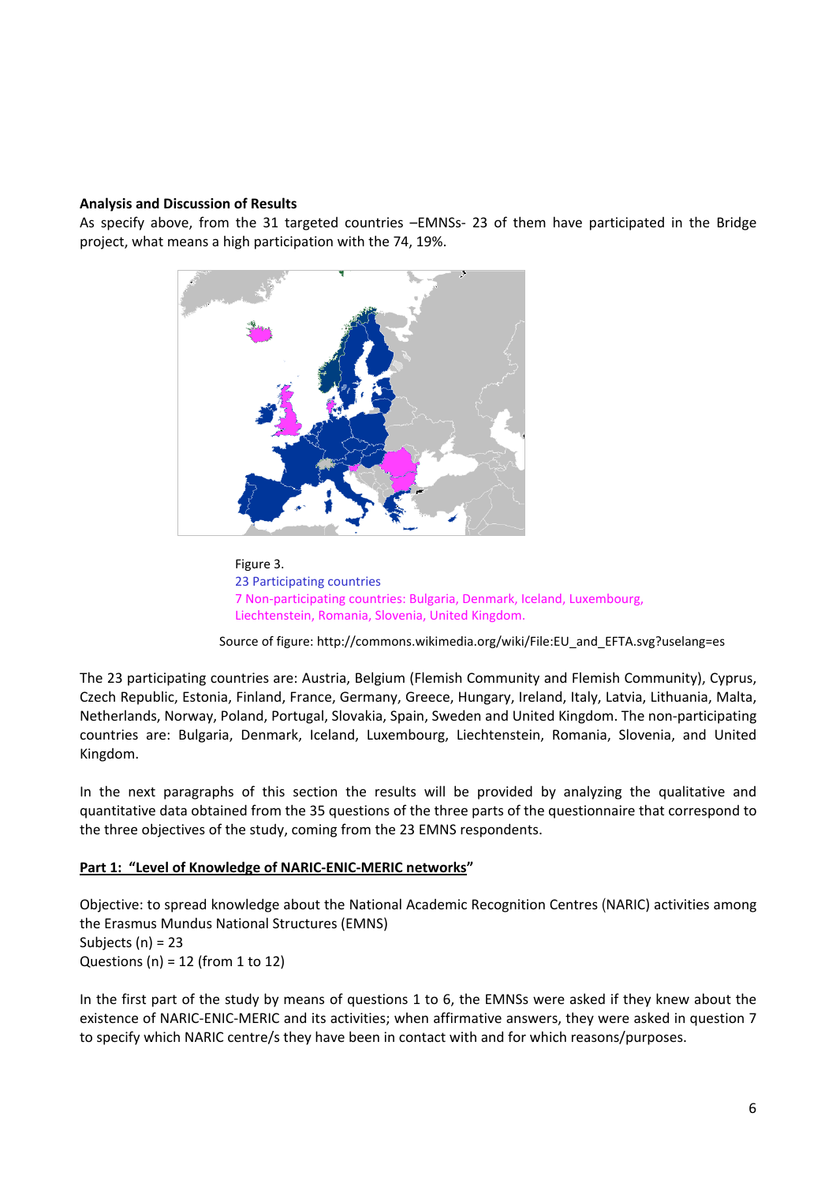**Analysis and Discussion of Results**

As specify above, from the 31 targeted countries –EMNSs- 23 of them have participated in the Bridge project, what means a high participation with the 74, 19%.

Figure 3.
23 Participating countries
7 Non-participating countries: Bulgaria, Denmark, Iceland, Luxembourg, Liechtenstein, Romania, Slovenia, United Kingdom.

Source of figure: http://commons.wikimedia.org/wiki/File:EU_and_EFTA.svg?uselang=es

The 23 participating countries are: Austria, Belgium (Flemish Community and Flemish Community), Cyprus, Czech Republic, Estonia, Finland, France, Germany, Greece, Hungary, Ireland, Italy, Latvia, Lithuania, Malta, Netherlands, Norway, Poland, Portugal, Slovakia, Spain, Sweden and United Kingdom. The non-participating countries are: Bulgaria, Denmark, Iceland, Luxembourg, Liechtenstein, Romania, Slovenia, and United Kingdom.

In the next paragraphs of this section the results will be provided by analyzing the qualitative and quantitative data obtained from the 35 questions of the three parts of the questionnaire that correspond to the three objectives of the study, coming from the 23 EMNS respondents.

**<u>Part 1: "Level of Knowledge of NARIC-ENIC-MERIC networks</u>"**

Objective: to spread knowledge about the National Academic Recognition Centres (NARIC) activities among the Erasmus Mundus National Structures (EMNS)
Subjects (n) = 23
Questions (n) = 12 (from 1 to 12)

In the first part of the study by means of questions 1 to 6, the EMNSs were asked if they knew about the existence of NARIC-ENIC-MERIC and its activities; when affirmative answers, they were asked in question 7 to specify which NARIC centre/s they have been in contact with and for which reasons/purposes.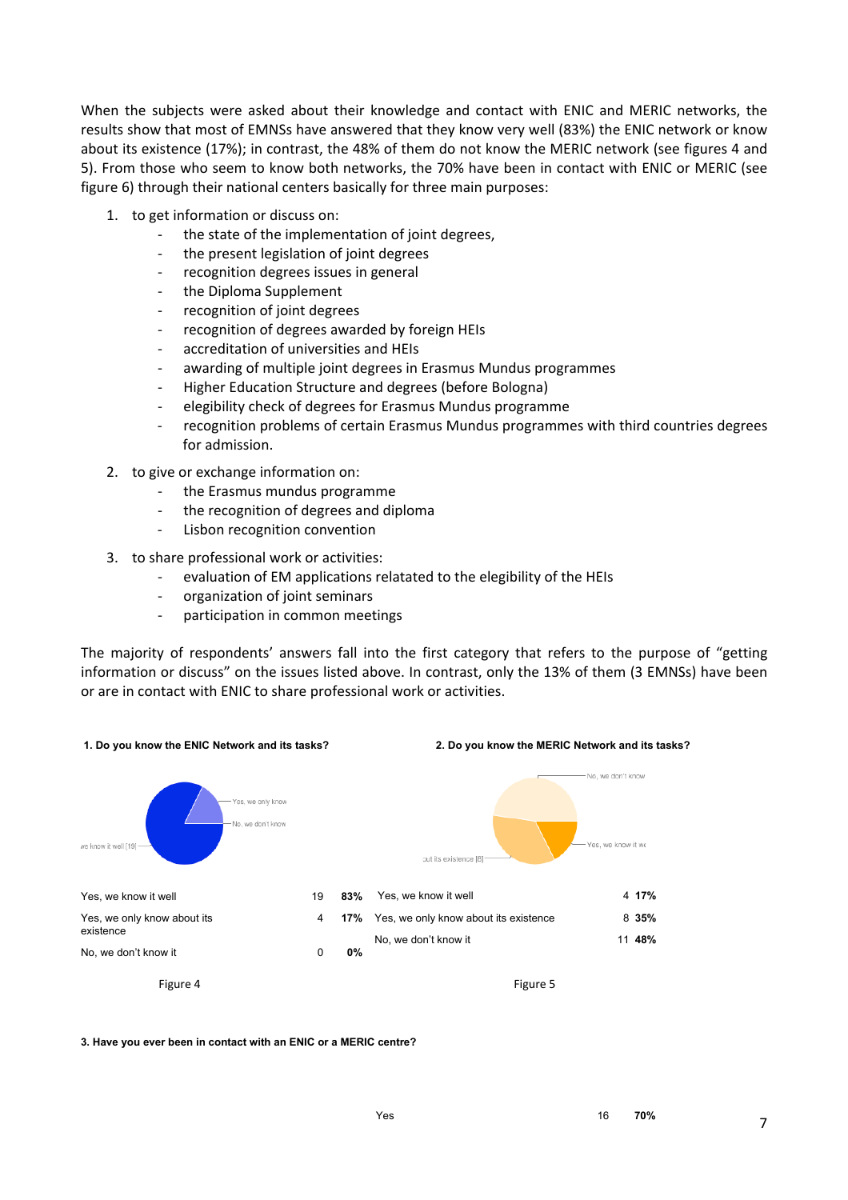When the subjects were asked about their knowledge and contact with ENIC and MERIC networks, the results show that most of EMNSs have answered that they know very well (83%) the ENIC network or know about its existence (17%); in contrast, the 48% of them do not know the MERIC network (see figures 4 and 5). From those who seem to know both networks, the 70% have been in contact with ENIC or MERIC (see figure 6) through their national centers basically for three main purposes:

1. to get information or discuss on:
   - the state of the implementation of joint degrees,
   - the present legislation of joint degrees
   - recognition degrees issues in general
   - the Diploma Supplement
   - recognition of joint degrees
   - recognition of degrees awarded by foreign HEIs
   - accreditation of universities and HEIs
   - awarding of multiple joint degrees in Erasmus Mundus programmes
   - Higher Education Structure and degrees (before Bologna)
   - elegibility check of degrees for Erasmus Mundus programme
   - recognition problems of certain Erasmus Mundus programmes with third countries degrees for admission.
2. to give or exchange information on:
   - the Erasmus mundus programme
   - the recognition of degrees and diploma
   - Lisbon recognition convention
3. to share professional work or activities:
   - evaluation of EM applications relatated to the elegibility of the HEIs
   - organization of joint seminars
   - participation in common meetings

The majority of respondents' answers fall into the first category that refers to the purpose of "getting information or discuss" on the issues listed above. In contrast, only the 13% of them (3 EMNSs) have been or are in contact with ENIC to share professional work or activities.

**1. Do you know the ENIC Network and its tasks?**

Yes, we only know
No, we don't know
we know it well [19]

| | | |
|---|---|---|
| Yes, we know it well | 19 | 83% |
| Yes, we only know about its existence | 4 | 17% |
| No, we don't know it | 0 | 0% |

Figure 4

**2. Do you know the MERIC Network and its tasks?**

No, we don't know
Yes, we know it we
out its existence [8]

| | | |
|---|---|---|
| Yes, we know it well | 4 | 17% |
| Yes, we only know about its existence | 8 | 35% |
| No, we don't know it | 11 | 48% |

Figure 5

**3. Have you ever been in contact with an ENIC or a MERIC centre?**

| | | |
|---|---|---|
| Yes | 16 | 70% |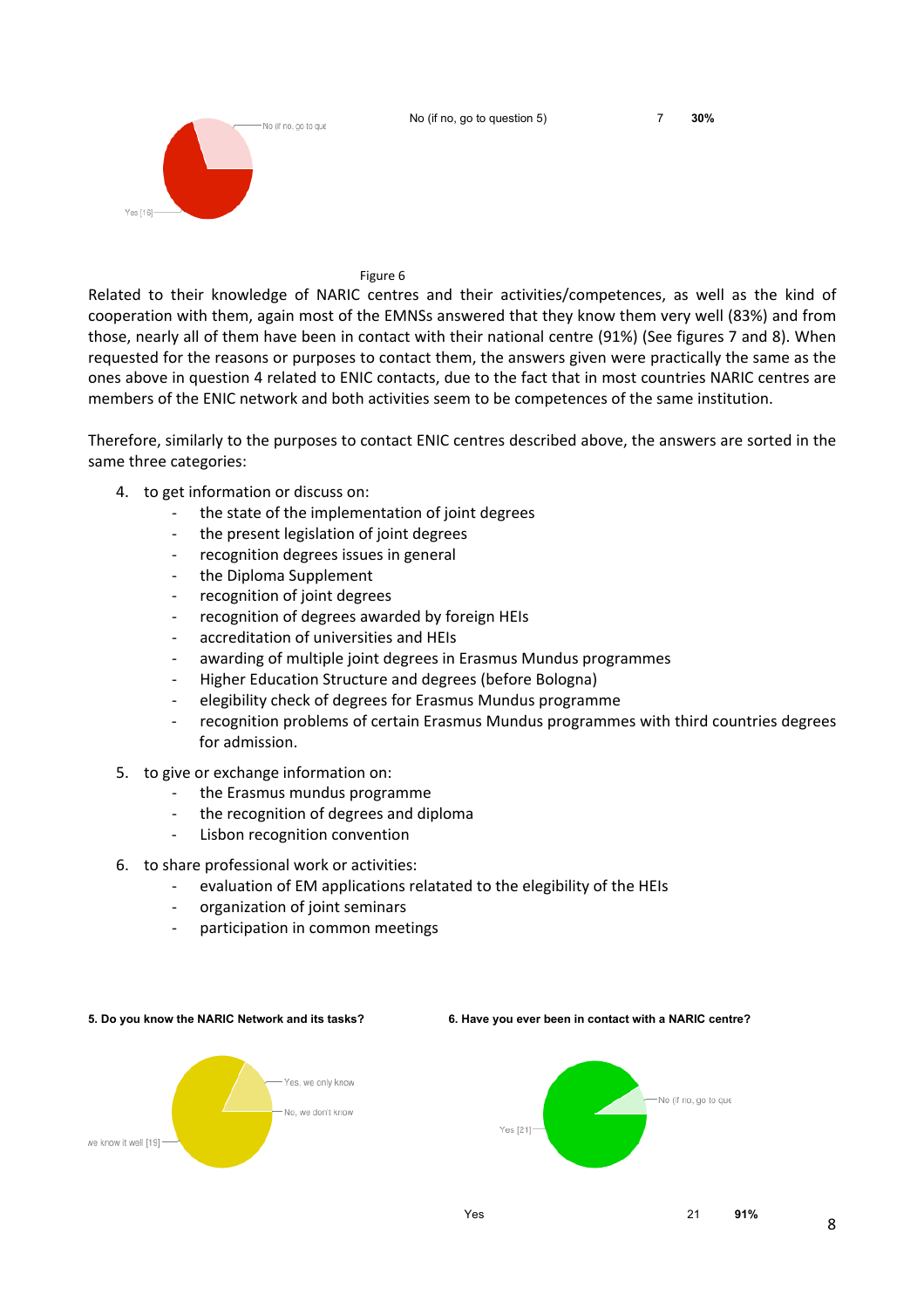No (if no, go to que

Yes [16]

No (if no, go to question 5) 7 **30%**

Figure 6

Related to their knowledge of NARIC centres and their activities/competences, as well as the kind of cooperation with them, again most of the EMNSs answered that they know them very well (83%) and from those, nearly all of them have been in contact with their national centre (91%) (See figures 7 and 8). When requested for the reasons or purposes to contact them, the answers given were practically the same as the ones above in question 4 related to ENIC contacts, due to the fact that in most countries NARIC centres are members of the ENIC network and both activities seem to be competences of the same institution.

Therefore, similarly to the purposes to contact ENIC centres described above, the answers are sorted in the same three categories:

4. to get information or discuss on:
   - the state of the implementation of joint degrees
   - the present legislation of joint degrees
   - recognition degrees issues in general
   - the Diploma Supplement
   - recognition of joint degrees
   - recognition of degrees awarded by foreign HEIs
   - accreditation of universities and HEIs
   - awarding of multiple joint degrees in Erasmus Mundus programmes
   - Higher Education Structure and degrees (before Bologna)
   - elegibility check of degrees for Erasmus Mundus programme
   - recognition problems of certain Erasmus Mundus programmes with third countries degrees for admission.

5. to give or exchange information on:
   - the Erasmus mundus programme
   - the recognition of degrees and diploma
   - Lisbon recognition convention

6. to share professional work or activities:
   - evaluation of EM applications relatated to the elegibility of the HEIs
   - organization of joint seminars
   - participation in common meetings

**5. Do you know the NARIC Network and its tasks?**

Yes, we only know

No, we don't know

we know it well [19]

**6. Have you ever been in contact with a NARIC centre?**

No (if no, go to que

Yes [21]

Yes 21 **91%**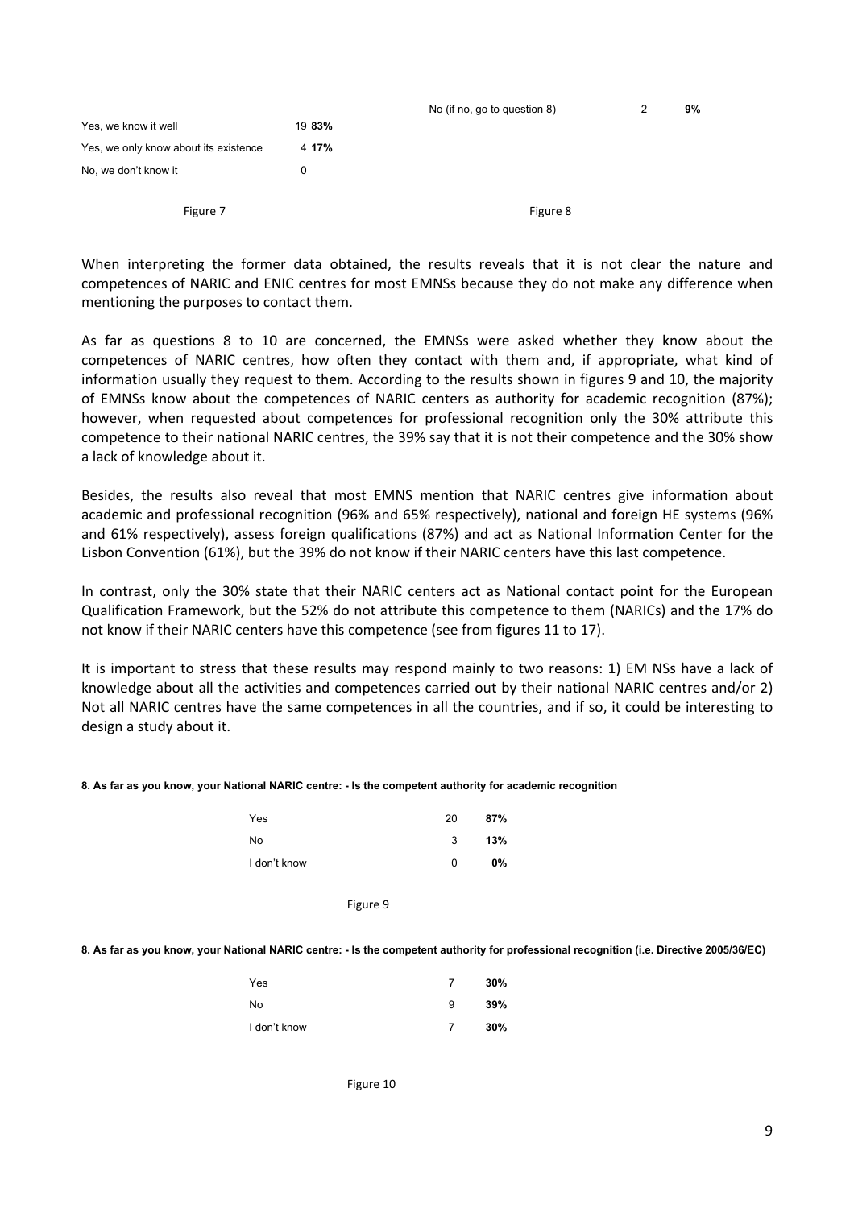| | | |
|---|---|---|
| Yes, we know it well | 19 | **83%** |
| Yes, we only know about its existence | 4 | **17%** |
| No, we don't know it | 0 | |

Figure 7

| | | |
|---|---|---|
| No (if no, go to question 8) | 2 | **9%** |

Figure 8

When interpreting the former data obtained, the results reveals that it is not clear the nature and competences of NARIC and ENIC centres for most EMNSs because they do not make any difference when mentioning the purposes to contact them.

As far as questions 8 to 10 are concerned, the EMNSs were asked whether they know about the competences of NARIC centres, how often they contact with them and, if appropriate, what kind of information usually they request to them. According to the results shown in figures 9 and 10, the majority of EMNSs know about the competences of NARIC centers as authority for academic recognition (87%); however, when requested about competences for professional recognition only the 30% attribute this competence to their national NARIC centres, the 39% say that it is not their competence and the 30% show a lack of knowledge about it.

Besides, the results also reveal that most EMNS mention that NARIC centres give information about academic and professional recognition (96% and 65% respectively), national and foreign HE systems (96% and 61% respectively), assess foreign qualifications (87%) and act as National Information Center for the Lisbon Convention (61%), but the 39% do not know if their NARIC centers have this last competence.

In contrast, only the 30% state that their NARIC centers act as National contact point for the European Qualification Framework, but the 52% do not attribute this competence to them (NARICs) and the 17% do not know if their NARIC centers have this competence (see from figures 11 to 17).

It is important to stress that these results may respond mainly to two reasons: 1) EM NSs have a lack of knowledge about all the activities and competences carried out by their national NARIC centres and/or 2) Not all NARIC centres have the same competences in all the countries, and if so, it could be interesting to design a study about it.

**8. As far as you know, your National NARIC centre: - Is the competent authority for academic recognition**

| | | |
|---|---|---|
| Yes | 20 | **87%** |
| No | 3 | **13%** |
| I don't know | 0 | **0%** |

Figure 9

**8. As far as you know, your National NARIC centre: - Is the competent authority for professional recognition (i.e. Directive 2005/36/EC)**

| | | |
|---|---|---|
| Yes | 7 | **30%** |
| No | 9 | **39%** |
| I don't know | 7 | **30%** |

Figure 10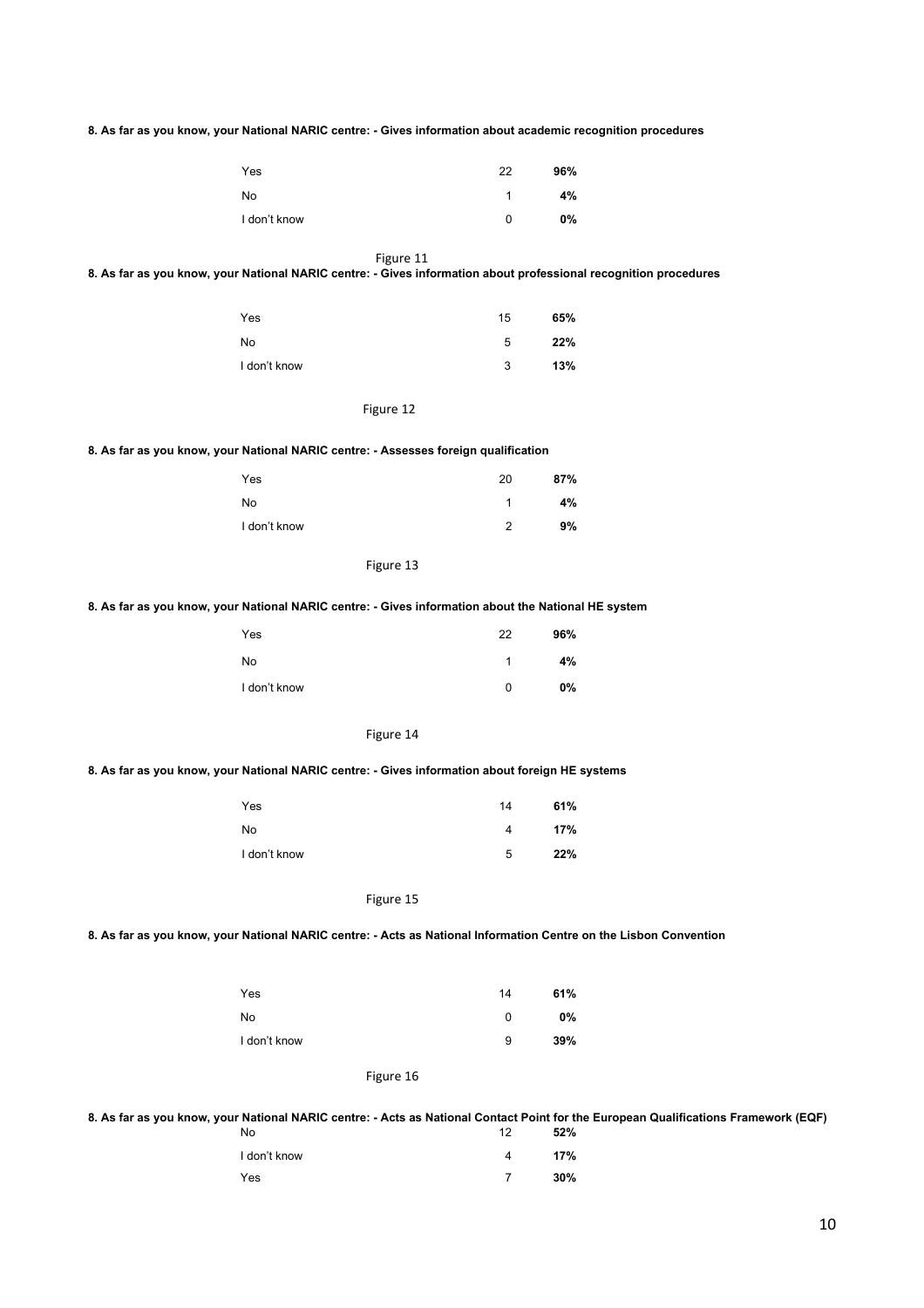**8. As far as you know, your National NARIC centre: - Gives information about academic recognition procedures**

| | | |
|---|---|---|
| Yes | 22 | **96%** |
| No | 1 | **4%** |
| I don't know | 0 | **0%** |

Figure 11

**8. As far as you know, your National NARIC centre: - Gives information about professional recognition procedures**

| | | |
|---|---|---|
| Yes | 15 | **65%** |
| No | 5 | **22%** |
| I don't know | 3 | **13%** |

Figure 12

**8. As far as you know, your National NARIC centre: - Assesses foreign qualification**

| | | |
|---|---|---|
| Yes | 20 | **87%** |
| No | 1 | **4%** |
| I don't know | 2 | **9%** |

Figure 13

**8. As far as you know, your National NARIC centre: - Gives information about the National HE system**

| | | |
|---|---|---|
| Yes | 22 | **96%** |
| No | 1 | **4%** |
| I don't know | 0 | **0%** |

Figure 14

**8. As far as you know, your National NARIC centre: - Gives information about foreign HE systems**

| | | |
|---|---|---|
| Yes | 14 | **61%** |
| No | 4 | **17%** |
| I don't know | 5 | **22%** |

Figure 15

**8. As far as you know, your National NARIC centre: - Acts as National Information Centre on the Lisbon Convention**

| | | |
|---|---|---|
| Yes | 14 | **61%** |
| No | 0 | **0%** |
| I don't know | 9 | **39%** |

Figure 16

**8. As far as you know, your National NARIC centre: - Acts as National Contact Point for the European Qualifications Framework (EQF)**

| | | |
|---|---|---|
| No | 12 | **52%** |
| I don't know | 4 | **17%** |
| Yes | 7 | **30%** |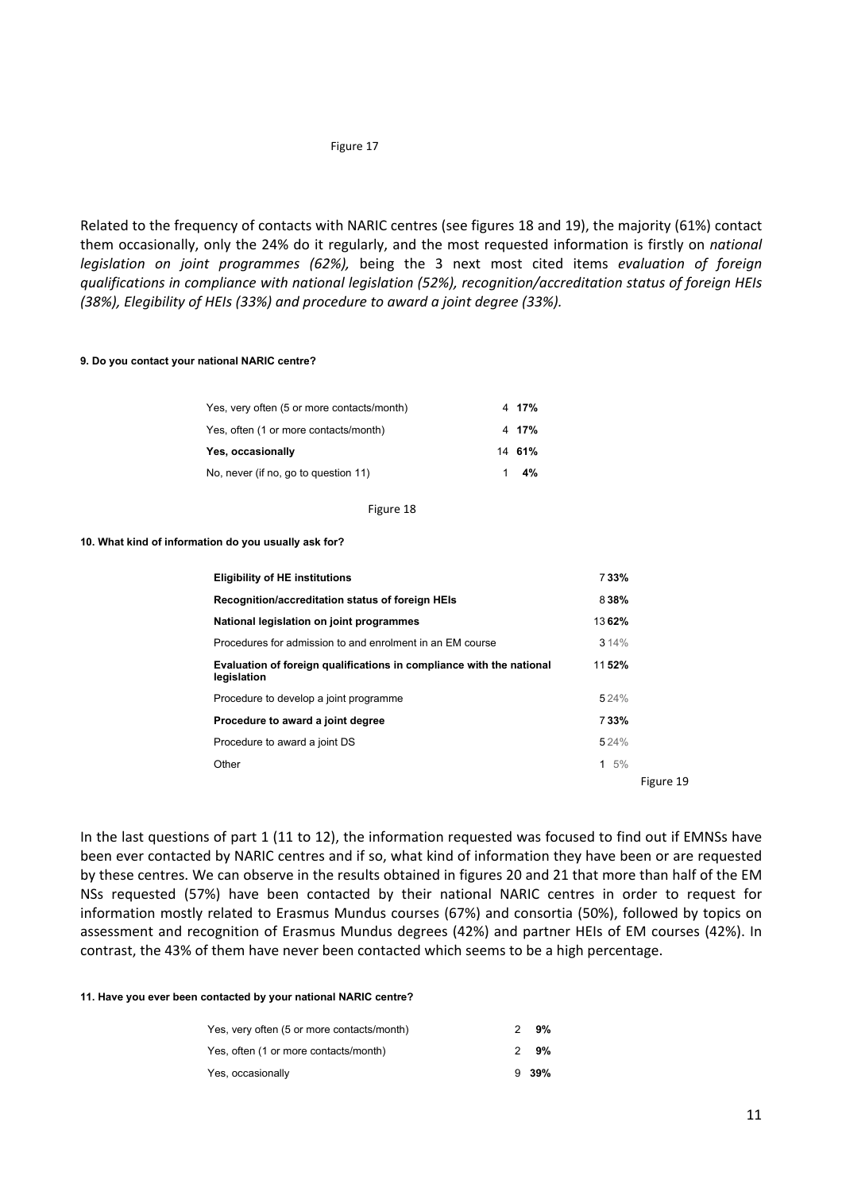Figure 17

Related to the frequency of contacts with NARIC centres (see figures 18 and 19), the majority (61%) contact them occasionally, only the 24% do it regularly, and the most requested information is firstly on *national legislation on joint programmes (62%),* being the 3 next most cited items *evaluation of foreign qualifications in compliance with national legislation (52%), recognition/accreditation status of foreign HEIs (38%), Elegibility of HEIs (33%) and procedure to award a joint degree (33%).*

**9. Do you contact your national NARIC centre?**

| | | |
|---|---|---|
| Yes, very often (5 or more contacts/month) | 4 | **17%** |
| Yes, often (1 or more contacts/month) | 4 | **17%** |
| **Yes, occasionally** | 14 | **61%** |
| No, never (if no, go to question 11) | 1 | **4%** |

Figure 18

**10. What kind of information do you usually ask for?**

| | | |
|---|---|---|
| **Eligibility of HE institutions** | 7 | **33%** |
| **Recognition/accreditation status of foreign HEIs** | 8 | **38%** |
| **National legislation on joint programmes** | 13 | **62%** |
| Procedures for admission to and enrolment in an EM course | 3 | 14% |
| **Evaluation of foreign qualifications in compliance with the national legislation** | 11 | **52%** |
| Procedure to develop a joint programme | 5 | 24% |
| **Procedure to award a joint degree** | 7 | **33%** |
| Procedure to award a joint DS | 5 | 24% |
| Other | 1 | 5% |

Figure 19

In the last questions of part 1 (11 to 12), the information requested was focused to find out if EMNSs have been ever contacted by NARIC centres and if so, what kind of information they have been or are requested by these centres. We can observe in the results obtained in figures 20 and 21 that more than half of the EM NSs requested (57%) have been contacted by their national NARIC centres in order to request for information mostly related to Erasmus Mundus courses (67%) and consortia (50%), followed by topics on assessment and recognition of Erasmus Mundus degrees (42%) and partner HEIs of EM courses (42%). In contrast, the 43% of them have never been contacted which seems to be a high percentage.

**11. Have you ever been contacted by your national NARIC centre?**

| | | |
|---|---|---|
| Yes, very often (5 or more contacts/month) | 2 | **9%** |
| Yes, often (1 or more contacts/month) | 2 | **9%** |
| Yes, occasionally | 9 | **39%** |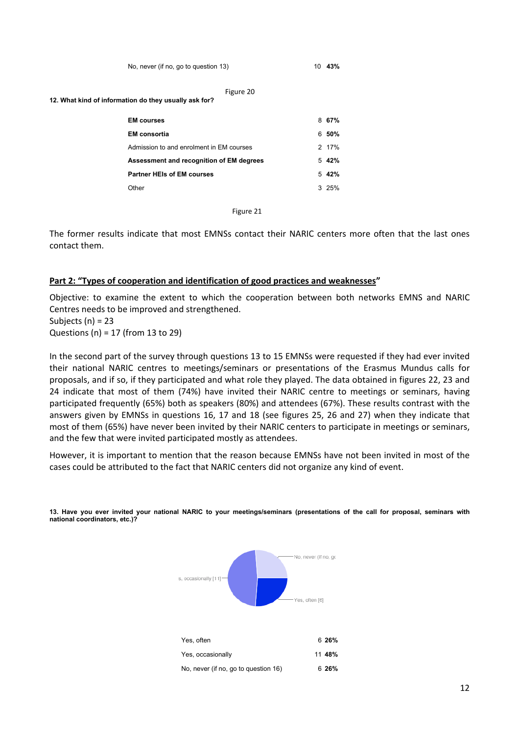| | | |
|---|---|---|
| No, never (if no, go to question 13) | 10 | **43%** |

Figure 20

**12. What kind of information do they usually ask for?**

| | | |
|---|---|---|
| **EM courses** | 8 | **67%** |
| **EM consortia** | 6 | **50%** |
| Admission to and enrolment in EM courses | 2 | 17% |
| **Assessment and recognition of EM degrees** | 5 | **42%** |
| **Partner HEIs of EM courses** | 5 | **42%** |
| Other | 3 | 25% |

Figure 21

The former results indicate that most EMNSs contact their NARIC centers more often that the last ones contact them.

## Part 2: "Types of cooperation and identification of good practices and weaknesses"

Objective: to examine the extent to which the cooperation between both networks EMNS and NARIC Centres needs to be improved and strengthened.
Subjects (n) = 23
Questions (n) = 17 (from 13 to 29)

In the second part of the survey through questions 13 to 15 EMNSs were requested if they had ever invited their national NARIC centres to meetings/seminars or presentations of the Erasmus Mundus calls for proposals, and if so, if they participated and what role they played. The data obtained in figures 22, 23 and 24 indicate that most of them (74%) have invited their NARIC centre to meetings or seminars, having participated frequently (65%) both as speakers (80%) and attendees (67%). These results contrast with the answers given by EMNSs in questions 16, 17 and 18 (see figures 25, 26 and 27) when they indicate that most of them (65%) have never been invited by their NARIC centers to participate in meetings or seminars, and the few that were invited participated mostly as attendees.

However, it is important to mention that the reason because EMNSs have not been invited in most of the cases could be attributed to the fact that NARIC centers did not organize any kind of event.

**13. Have you ever invited your national NARIC to your meetings/seminars (presentations of the call for proposal, seminars with national coordinators, etc.)?**

s, occasionally [11]
No, never (if no, go
Yes, often [6]

| | | |
|---|---|---|
| Yes, often | 6 | **26%** |
| Yes, occasionally | 11 | **48%** |
| No, never (if no, go to question 16) | 6 | **26%** |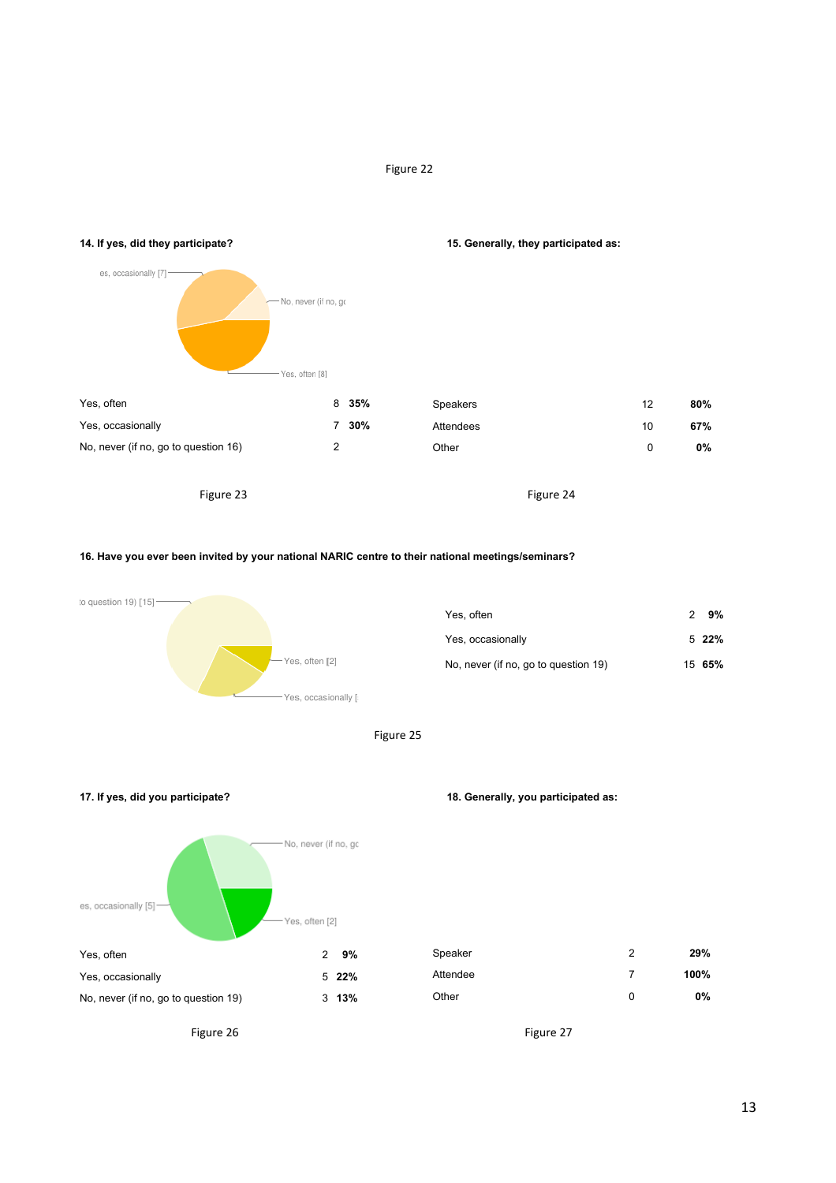Figure 22

**14. If yes, did they participate?**

es, occasionally [7]

No, never (if no, go

Yes, often [8]

| | | |
|---|---|---|
| Yes, often | 8 | **35%** |
| Yes, occasionally | 7 | **30%** |
| No, never (if no, go to question 16) | 2 | |

Figure 23

**15. Generally, they participated as:**

| | | |
|---|---|---|
| Speakers | 12 | **80%** |
| Attendees | 10 | **67%** |
| Other | 0 | **0%** |

Figure 24

**16. Have you ever been invited by your national NARIC centre to their national meetings/seminars?**

to question 19) [15]

Yes, often [2]

Yes, occasionally [

| | | |
|---|---|---|
| Yes, often | 2 | **9%** |
| Yes, occasionally | 5 | **22%** |
| No, never (if no, go to question 19) | 15 | **65%** |

Figure 25

**17. If yes, did you participate?**

No, never (if no, go

es, occasionally [5]

Yes, often [2]

| | | |
|---|---|---|
| Yes, often | 2 | **9%** |
| Yes, occasionally | 5 | **22%** |
| No, never (if no, go to question 19) | 3 | **13%** |

Figure 26

**18. Generally, you participated as:**

| | | |
|---|---|---|
| Speaker | 2 | **29%** |
| Attendee | 7 | **100%** |
| Other | 0 | **0%** |

Figure 27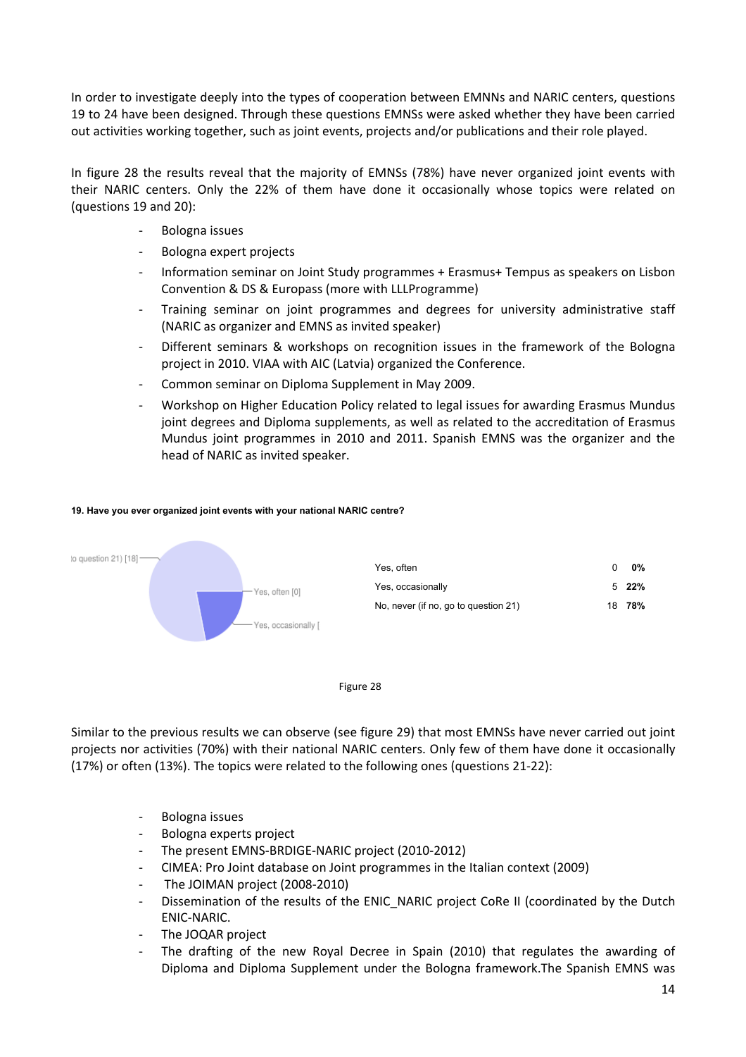In order to investigate deeply into the types of cooperation between EMNNs and NARIC centers, questions 19 to 24 have been designed. Through these questions EMNSs were asked whether they have been carried out activities working together, such as joint events, projects and/or publications and their role played.

In figure 28 the results reveal that the majority of EMNSs (78%) have never organized joint events with their NARIC centers. Only the 22% of them have done it occasionally whose topics were related on (questions 19 and 20):

- Bologna issues
- Bologna expert projects
- Information seminar on Joint Study programmes + Erasmus+ Tempus as speakers on Lisbon Convention & DS & Europass (more with LLLProgramme)
- Training seminar on joint programmes and degrees for university administrative staff (NARIC as organizer and EMNS as invited speaker)
- Different seminars & workshops on recognition issues in the framework of the Bologna project in 2010. VIAA with AIC (Latvia) organized the Conference.
- Common seminar on Diploma Supplement in May 2009.
- Workshop on Higher Education Policy related to legal issues for awarding Erasmus Mundus joint degrees and Diploma supplements, as well as related to the accreditation of Erasmus Mundus joint programmes in 2010 and 2011. Spanish EMNS was the organizer and the head of NARIC as invited speaker.

**19. Have you ever organized joint events with your national NARIC centre?**

to question 21) [18]
Yes, often [0]
Yes, occasionally [

| | | |
|---|---|---|
| Yes, often | 0 | **0%** |
| Yes, occasionally | 5 | **22%** |
| No, never (if no, go to question 21) | 18 | **78%** |

Figure 28

Similar to the previous results we can observe (see figure 29) that most EMNSs have never carried out joint projects nor activities (70%) with their national NARIC centers. Only few of them have done it occasionally (17%) or often (13%). The topics were related to the following ones (questions 21-22):

- Bologna issues
- Bologna experts project
- The present EMNS-BRDIGE-NARIC project (2010-2012)
- CIMEA: Pro Joint database on Joint programmes in the Italian context (2009)
- The JOIMAN project (2008-2010)
- Dissemination of the results of the ENIC_NARIC project CoRe II (coordinated by the Dutch ENIC-NARIC.
- The JOQAR project
- The drafting of the new Royal Decree in Spain (2010) that regulates the awarding of Diploma and Diploma Supplement under the Bologna framework.The Spanish EMNS was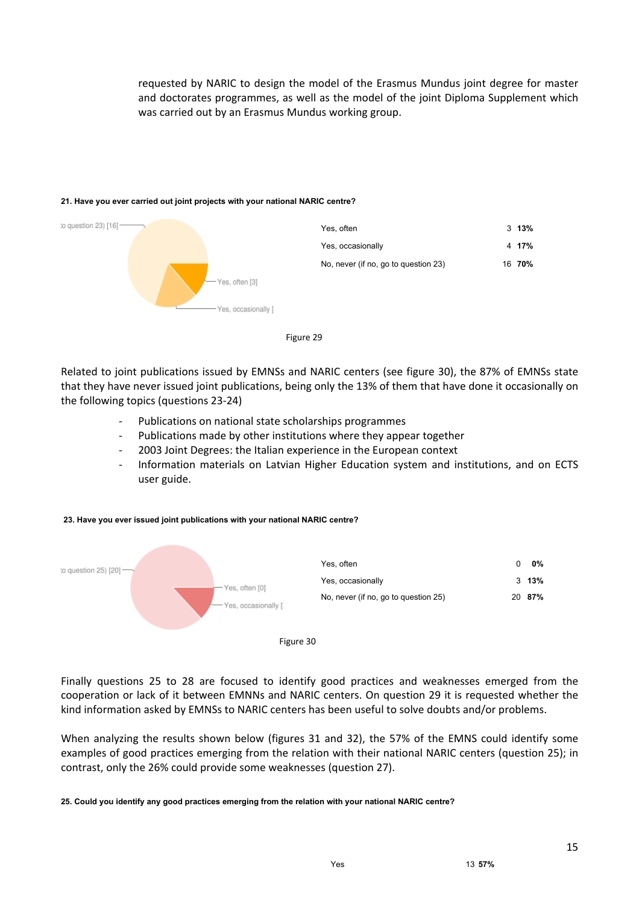requested by NARIC to design the model of the Erasmus Mundus joint degree for master and doctorates programmes, as well as the model of the joint Diploma Supplement which was carried out by an Erasmus Mundus working group.

**21. Have you ever carried out joint projects with your national NARIC centre?**

to question 23) [16]

Yes, often [3]

Yes, occasionally [

| | | |
|---|---|---|
| Yes, often | 3 | **13%** |
| Yes, occasionally | 4 | **17%** |
| No, never (if no, go to question 23) | 16 | **70%** |

Figure 29

Related to joint publications issued by EMNSs and NARIC centers (see figure 30), the 87% of EMNSs state that they have never issued joint publications, being only the 13% of them that have done it occasionally on the following topics (questions 23-24)

- Publications on national state scholarships programmes
- Publications made by other institutions where they appear together
- 2003 Joint Degrees: the Italian experience in the European context
- Information materials on Latvian Higher Education system and institutions, and on ECTS user guide.

**23. Have you ever issued joint publications with your national NARIC centre?**

to question 25) [20]

Yes, often [0]

Yes, occasionally [

| | | |
|---|---|---|
| Yes, often | 0 | **0%** |
| Yes, occasionally | 3 | **13%** |
| No, never (if no, go to question 25) | 20 | **87%** |

Figure 30

Finally questions 25 to 28 are focused to identify good practices and weaknesses emerged from the cooperation or lack of it between EMNNs and NARIC centers. On question 29 it is requested whether the kind information asked by EMNSs to NARIC centers has been useful to solve doubts and/or problems.

When analyzing the results shown below (figures 31 and 32), the 57% of the EMNS could identify some examples of good practices emerging from the relation with their national NARIC centers (question 25); in contrast, only the 26% could provide some weaknesses (question 27).

**25. Could you identify any good practices emerging from the relation with your national NARIC centre?**

| | | |
|---|---|---|
| Yes | 13 | **57%** |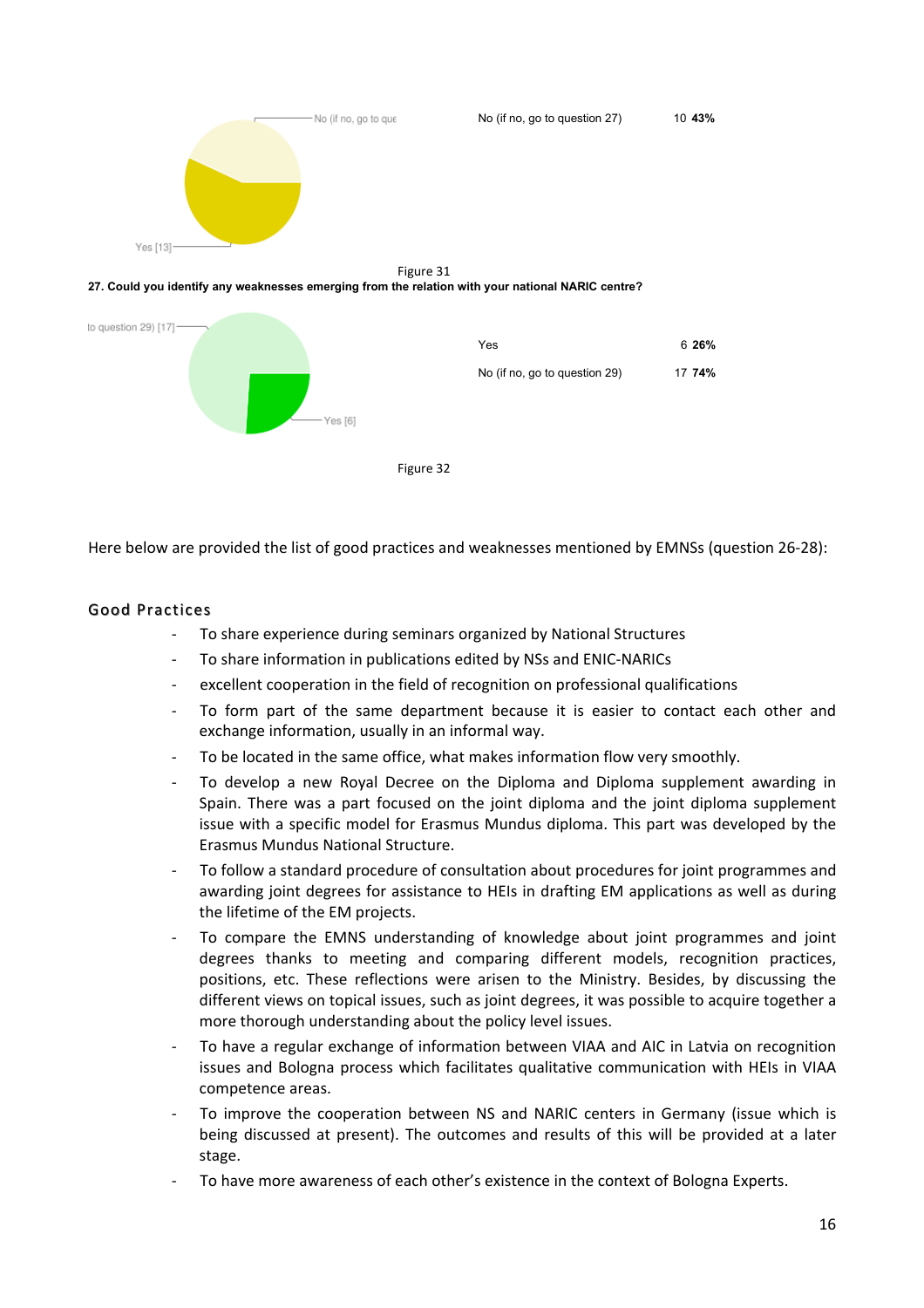No (if no, go to que

Yes [13]

No (if no, go to question 27) 10 43%

Figure 31

**27. Could you identify any weaknesses emerging from the relation with your national NARIC centre?**

to question 29) [17]

Yes [6]

Yes 6 26%

No (if no, go to question 29) 17 74%

Figure 32

Here below are provided the list of good practices and weaknesses mentioned by EMNSs (question 26-28):

## Good Practices

- To share experience during seminars organized by National Structures
- To share information in publications edited by NSs and ENIC-NARICs
- excellent cooperation in the field of recognition on professional qualifications
- To form part of the same department because it is easier to contact each other and exchange information, usually in an informal way.
- To be located in the same office, what makes information flow very smoothly.
- To develop a new Royal Decree on the Diploma and Diploma supplement awarding in Spain. There was a part focused on the joint diploma and the joint diploma supplement issue with a specific model for Erasmus Mundus diploma. This part was developed by the Erasmus Mundus National Structure.
- To follow a standard procedure of consultation about procedures for joint programmes and awarding joint degrees for assistance to HEIs in drafting EM applications as well as during the lifetime of the EM projects.
- To compare the EMNS understanding of knowledge about joint programmes and joint degrees thanks to meeting and comparing different models, recognition practices, positions, etc. These reflections were arisen to the Ministry. Besides, by discussing the different views on topical issues, such as joint degrees, it was possible to acquire together a more thorough understanding about the policy level issues.
- To have a regular exchange of information between VIAA and AIC in Latvia on recognition issues and Bologna process which facilitates qualitative communication with HEIs in VIAA competence areas.
- To improve the cooperation between NS and NARIC centers in Germany (issue which is being discussed at present). The outcomes and results of this will be provided at a later stage.
- To have more awareness of each other's existence in the context of Bologna Experts.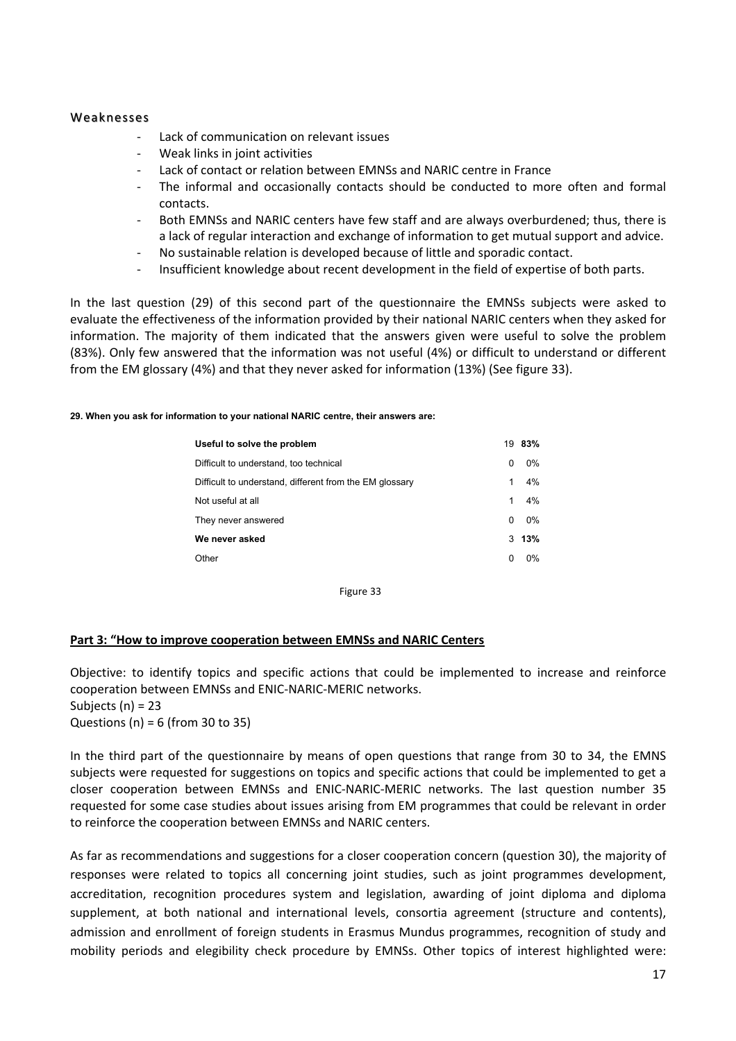### Weaknesses

- Lack of communication on relevant issues
- Weak links in joint activities
- Lack of contact or relation between EMNSs and NARIC centre in France
- The informal and occasionally contacts should be conducted to more often and formal contacts.
- Both EMNSs and NARIC centers have few staff and are always overburdened; thus, there is a lack of regular interaction and exchange of information to get mutual support and advice.
- No sustainable relation is developed because of little and sporadic contact.
- Insufficient knowledge about recent development in the field of expertise of both parts.

In the last question (29) of this second part of the questionnaire the EMNSs subjects were asked to evaluate the effectiveness of the information provided by their national NARIC centers when they asked for information. The majority of them indicated that the answers given were useful to solve the problem (83%). Only few answered that the information was not useful (4%) or difficult to understand or different from the EM glossary (4%) and that they never asked for information (13%) (See figure 33).

**29. When you ask for information to your national NARIC centre, their answers are:**

| | | |
|---|---|---|
| **Useful to solve the problem** | 19 | **83%** |
| Difficult to understand, too technical | 0 | 0% |
| Difficult to understand, different from the EM glossary | 1 | 4% |
| Not useful at all | 1 | 4% |
| They never answered | 0 | 0% |
| **We never asked** | 3 | **13%** |
| Other | 0 | 0% |

Figure 33

**Part 3: "How to improve cooperation between EMNSs and NARIC Centers**

Objective: to identify topics and specific actions that could be implemented to increase and reinforce cooperation between EMNSs and ENIC-NARIC-MERIC networks.
Subjects (n) = 23
Questions (n) = 6 (from 30 to 35)

In the third part of the questionnaire by means of open questions that range from 30 to 34, the EMNS subjects were requested for suggestions on topics and specific actions that could be implemented to get a closer cooperation between EMNSs and ENIC-NARIC-MERIC networks. The last question number 35 requested for some case studies about issues arising from EM programmes that could be relevant in order to reinforce the cooperation between EMNSs and NARIC centers.

As far as recommendations and suggestions for a closer cooperation concern (question 30), the majority of responses were related to topics all concerning joint studies, such as joint programmes development, accreditation, recognition procedures system and legislation, awarding of joint diploma and diploma supplement, at both national and international levels, consortia agreement (structure and contents), admission and enrollment of foreign students in Erasmus Mundus programmes, recognition of study and mobility periods and elegibility check procedure by EMNSs. Other topics of interest highlighted were: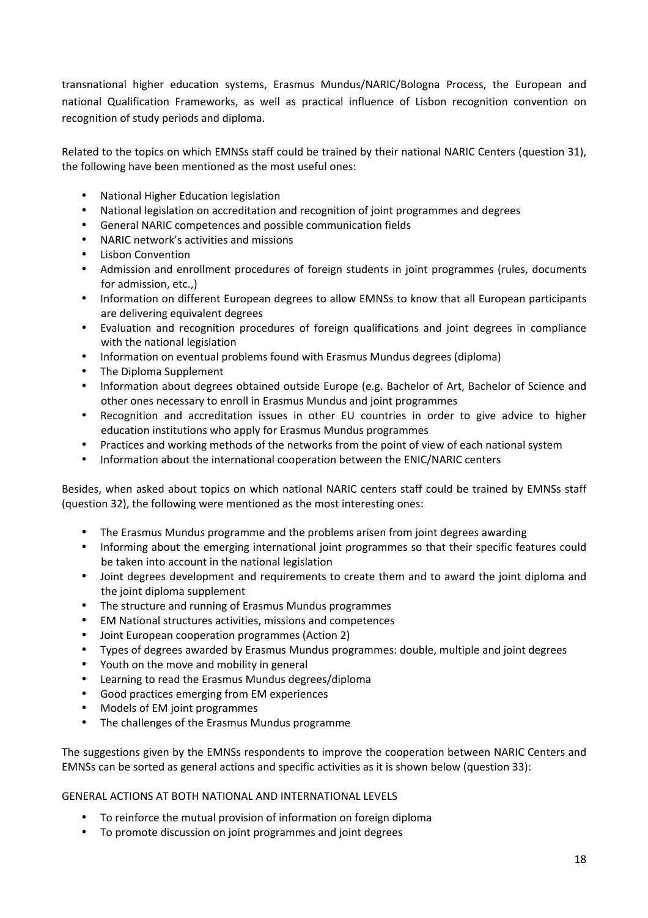transnational higher education systems, Erasmus Mundus/NARIC/Bologna Process, the European and national Qualification Frameworks, as well as practical influence of Lisbon recognition convention on recognition of study periods and diploma.

Related to the topics on which EMNSs staff could be trained by their national NARIC Centers (question 31), the following have been mentioned as the most useful ones:

- National Higher Education legislation
- National legislation on accreditation and recognition of joint programmes and degrees
- General NARIC competences and possible communication fields
- NARIC network's activities and missions
- Lisbon Convention
- Admission and enrollment procedures of foreign students in joint programmes (rules, documents for admission, etc.,)
- Information on different European degrees to allow EMNSs to know that all European participants are delivering equivalent degrees
- Evaluation and recognition procedures of foreign qualifications and joint degrees in compliance with the national legislation
- Information on eventual problems found with Erasmus Mundus degrees (diploma)
- The Diploma Supplement
- Information about degrees obtained outside Europe (e.g. Bachelor of Art, Bachelor of Science and other ones necessary to enroll in Erasmus Mundus and joint programmes
- Recognition and accreditation issues in other EU countries in order to give advice to higher education institutions who apply for Erasmus Mundus programmes
- Practices and working methods of the networks from the point of view of each national system
- Information about the international cooperation between the ENIC/NARIC centers

Besides, when asked about topics on which national NARIC centers staff could be trained by EMNSs staff (question 32), the following were mentioned as the most interesting ones:

- The Erasmus Mundus programme and the problems arisen from joint degrees awarding
- Informing about the emerging international joint programmes so that their specific features could be taken into account in the national legislation
- Joint degrees development and requirements to create them and to award the joint diploma and the joint diploma supplement
- The structure and running of Erasmus Mundus programmes
- EM National structures activities, missions and competences
- Joint European cooperation programmes (Action 2)
- Types of degrees awarded by Erasmus Mundus programmes: double, multiple and joint degrees
- Youth on the move and mobility in general
- Learning to read the Erasmus Mundus degrees/diploma
- Good practices emerging from EM experiences
- Models of EM joint programmes
- The challenges of the Erasmus Mundus programme

The suggestions given by the EMNSs respondents to improve the cooperation between NARIC Centers and EMNSs can be sorted as general actions and specific activities as it is shown below (question 33):

GENERAL ACTIONS AT BOTH NATIONAL AND INTERNATIONAL LEVELS

- To reinforce the mutual provision of information on foreign diploma
- To promote discussion on joint programmes and joint degrees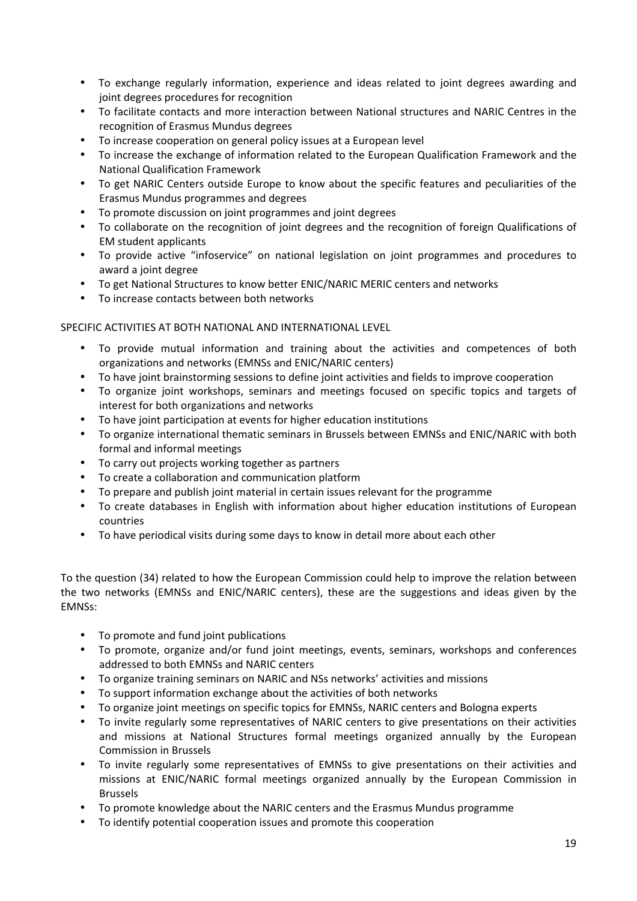- To exchange regularly information, experience and ideas related to joint degrees awarding and joint degrees procedures for recognition
- To facilitate contacts and more interaction between National structures and NARIC Centres in the recognition of Erasmus Mundus degrees
- To increase cooperation on general policy issues at a European level
- To increase the exchange of information related to the European Qualification Framework and the National Qualification Framework
- To get NARIC Centers outside Europe to know about the specific features and peculiarities of the Erasmus Mundus programmes and degrees
- To promote discussion on joint programmes and joint degrees
- To collaborate on the recognition of joint degrees and the recognition of foreign Qualifications of EM student applicants
- To provide active "infoservice" on national legislation on joint programmes and procedures to award a joint degree
- To get National Structures to know better ENIC/NARIC MERIC centers and networks
- To increase contacts between both networks

SPECIFIC ACTIVITIES AT BOTH NATIONAL AND INTERNATIONAL LEVEL

- To provide mutual information and training about the activities and competences of both organizations and networks (EMNSs and ENIC/NARIC centers)
- To have joint brainstorming sessions to define joint activities and fields to improve cooperation
- To organize joint workshops, seminars and meetings focused on specific topics and targets of interest for both organizations and networks
- To have joint participation at events for higher education institutions
- To organize international thematic seminars in Brussels between EMNSs and ENIC/NARIC with both formal and informal meetings
- To carry out projects working together as partners
- To create a collaboration and communication platform
- To prepare and publish joint material in certain issues relevant for the programme
- To create databases in English with information about higher education institutions of European countries
- To have periodical visits during some days to know in detail more about each other

To the question (34) related to how the European Commission could help to improve the relation between the two networks (EMNSs and ENIC/NARIC centers), these are the suggestions and ideas given by the EMNSs:

- To promote and fund joint publications
- To promote, organize and/or fund joint meetings, events, seminars, workshops and conferences addressed to both EMNSs and NARIC centers
- To organize training seminars on NARIC and NSs networks' activities and missions
- To support information exchange about the activities of both networks
- To organize joint meetings on specific topics for EMNSs, NARIC centers and Bologna experts
- To invite regularly some representatives of NARIC centers to give presentations on their activities and missions at National Structures formal meetings organized annually by the European Commission in Brussels
- To invite regularly some representatives of EMNSs to give presentations on their activities and missions at ENIC/NARIC formal meetings organized annually by the European Commission in Brussels
- To promote knowledge about the NARIC centers and the Erasmus Mundus programme
- To identify potential cooperation issues and promote this cooperation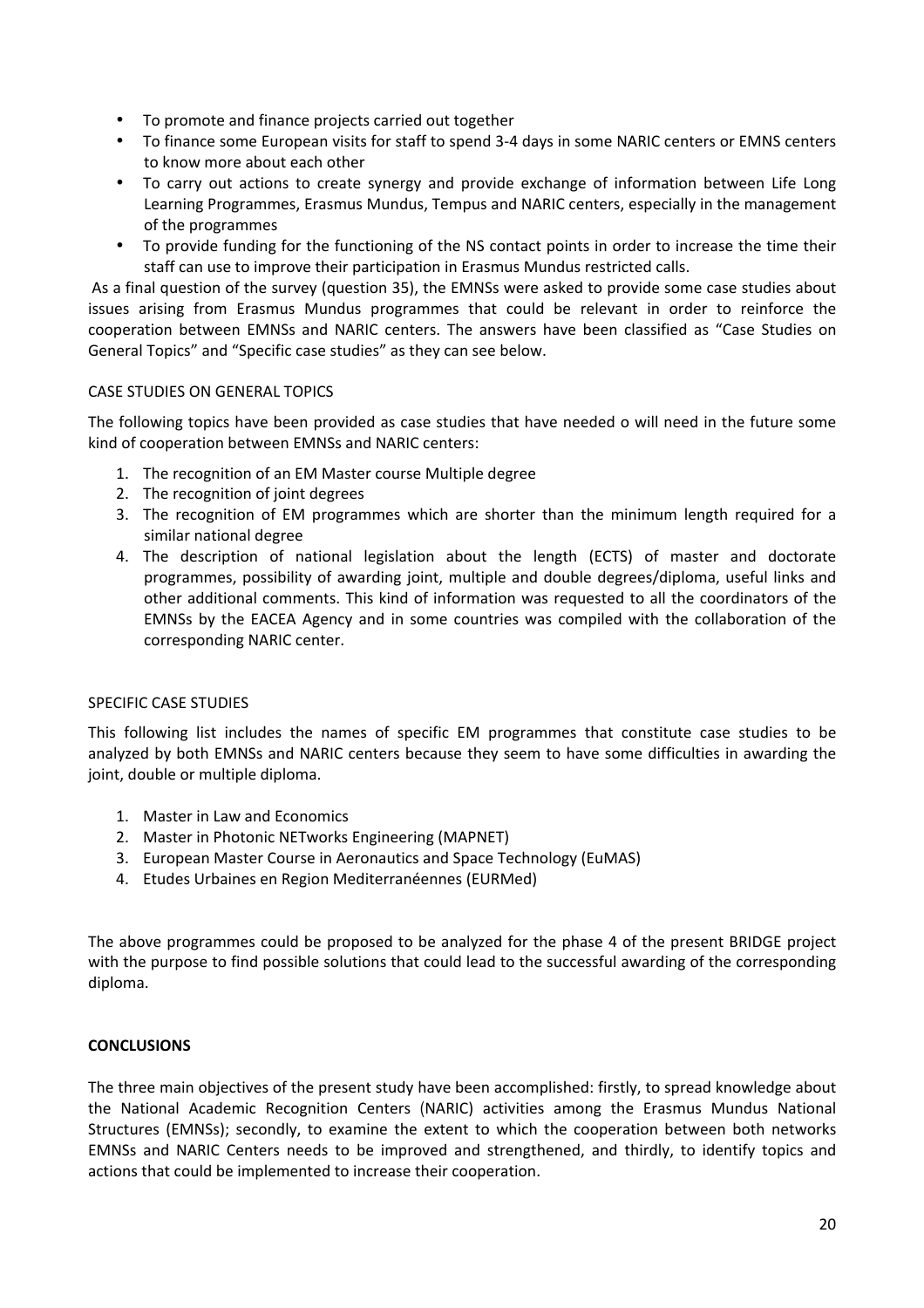- To promote and finance projects carried out together
- To finance some European visits for staff to spend 3-4 days in some NARIC centers or EMNS centers to know more about each other
- To carry out actions to create synergy and provide exchange of information between Life Long Learning Programmes, Erasmus Mundus, Tempus and NARIC centers, especially in the management of the programmes
- To provide funding for the functioning of the NS contact points in order to increase the time their staff can use to improve their participation in Erasmus Mundus restricted calls.

As a final question of the survey (question 35), the EMNSs were asked to provide some case studies about issues arising from Erasmus Mundus programmes that could be relevant in order to reinforce the cooperation between EMNSs and NARIC centers. The answers have been classified as "Case Studies on General Topics" and "Specific case studies" as they can see below.

CASE STUDIES ON GENERAL TOPICS

The following topics have been provided as case studies that have needed o will need in the future some kind of cooperation between EMNSs and NARIC centers:

1. The recognition of an EM Master course Multiple degree
2. The recognition of joint degrees
3. The recognition of EM programmes which are shorter than the minimum length required for a similar national degree
4. The description of national legislation about the length (ECTS) of master and doctorate programmes, possibility of awarding joint, multiple and double degrees/diploma, useful links and other additional comments. This kind of information was requested to all the coordinators of the EMNSs by the EACEA Agency and in some countries was compiled with the collaboration of the corresponding NARIC center.

SPECIFIC CASE STUDIES

This following list includes the names of specific EM programmes that constitute case studies to be analyzed by both EMNSs and NARIC centers because they seem to have some difficulties in awarding the joint, double or multiple diploma.

1. Master in Law and Economics
2. Master in Photonic NETworks Engineering (MAPNET)
3. European Master Course in Aeronautics and Space Technology (EuMAS)
4. Etudes Urbaines en Region Mediterranéennes (EURMed)

The above programmes could be proposed to be analyzed for the phase 4 of the present BRIDGE project with the purpose to find possible solutions that could lead to the successful awarding of the corresponding diploma.

**CONCLUSIONS**

The three main objectives of the present study have been accomplished: firstly, to spread knowledge about the National Academic Recognition Centers (NARIC) activities among the Erasmus Mundus National Structures (EMNSs); secondly, to examine the extent to which the cooperation between both networks EMNSs and NARIC Centers needs to be improved and strengthened, and thirdly, to identify topics and actions that could be implemented to increase their cooperation.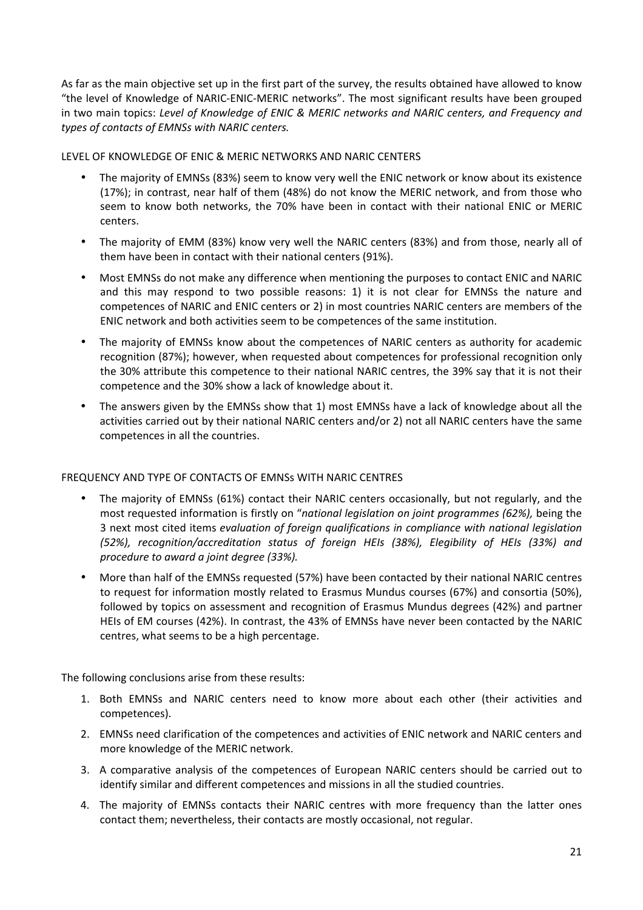As far as the main objective set up in the first part of the survey, the results obtained have allowed to know "the level of Knowledge of NARIC-ENIC-MERIC networks". The most significant results have been grouped in two main topics: *Level of Knowledge of ENIC & MERIC networks and NARIC centers, and Frequency and types of contacts of EMNSs with NARIC centers.*

LEVEL OF KNOWLEDGE OF ENIC & MERIC NETWORKS AND NARIC CENTERS

- The majority of EMNSs (83%) seem to know very well the ENIC network or know about its existence (17%); in contrast, near half of them (48%) do not know the MERIC network, and from those who seem to know both networks, the 70% have been in contact with their national ENIC or MERIC centers.
- The majority of EMM (83%) know very well the NARIC centers (83%) and from those, nearly all of them have been in contact with their national centers (91%).
- Most EMNSs do not make any difference when mentioning the purposes to contact ENIC and NARIC and this may respond to two possible reasons: 1) it is not clear for EMNSs the nature and competences of NARIC and ENIC centers or 2) in most countries NARIC centers are members of the ENIC network and both activities seem to be competences of the same institution.
- The majority of EMNSs know about the competences of NARIC centers as authority for academic recognition (87%); however, when requested about competences for professional recognition only the 30% attribute this competence to their national NARIC centres, the 39% say that it is not their competence and the 30% show a lack of knowledge about it.
- The answers given by the EMNSs show that 1) most EMNSs have a lack of knowledge about all the activities carried out by their national NARIC centers and/or 2) not all NARIC centers have the same competences in all the countries.

FREQUENCY AND TYPE OF CONTACTS OF EMNSs WITH NARIC CENTRES

- The majority of EMNSs (61%) contact their NARIC centers occasionally, but not regularly, and the most requested information is firstly on "*national legislation on joint programmes (62%),* being the 3 next most cited items *evaluation of foreign qualifications in compliance with national legislation (52%), recognition/accreditation status of foreign HEIs (38%), Elegibility of HEIs (33%) and procedure to award a joint degree (33%).*
- More than half of the EMNSs requested (57%) have been contacted by their national NARIC centres to request for information mostly related to Erasmus Mundus courses (67%) and consortia (50%), followed by topics on assessment and recognition of Erasmus Mundus degrees (42%) and partner HEIs of EM courses (42%). In contrast, the 43% of EMNSs have never been contacted by the NARIC centres, what seems to be a high percentage.

The following conclusions arise from these results:

1. Both EMNSs and NARIC centers need to know more about each other (their activities and competences).
2. EMNSs need clarification of the competences and activities of ENIC network and NARIC centers and more knowledge of the MERIC network.
3. A comparative analysis of the competences of European NARIC centers should be carried out to identify similar and different competences and missions in all the studied countries.
4. The majority of EMNSs contacts their NARIC centres with more frequency than the latter ones contact them; nevertheless, their contacts are mostly occasional, not regular.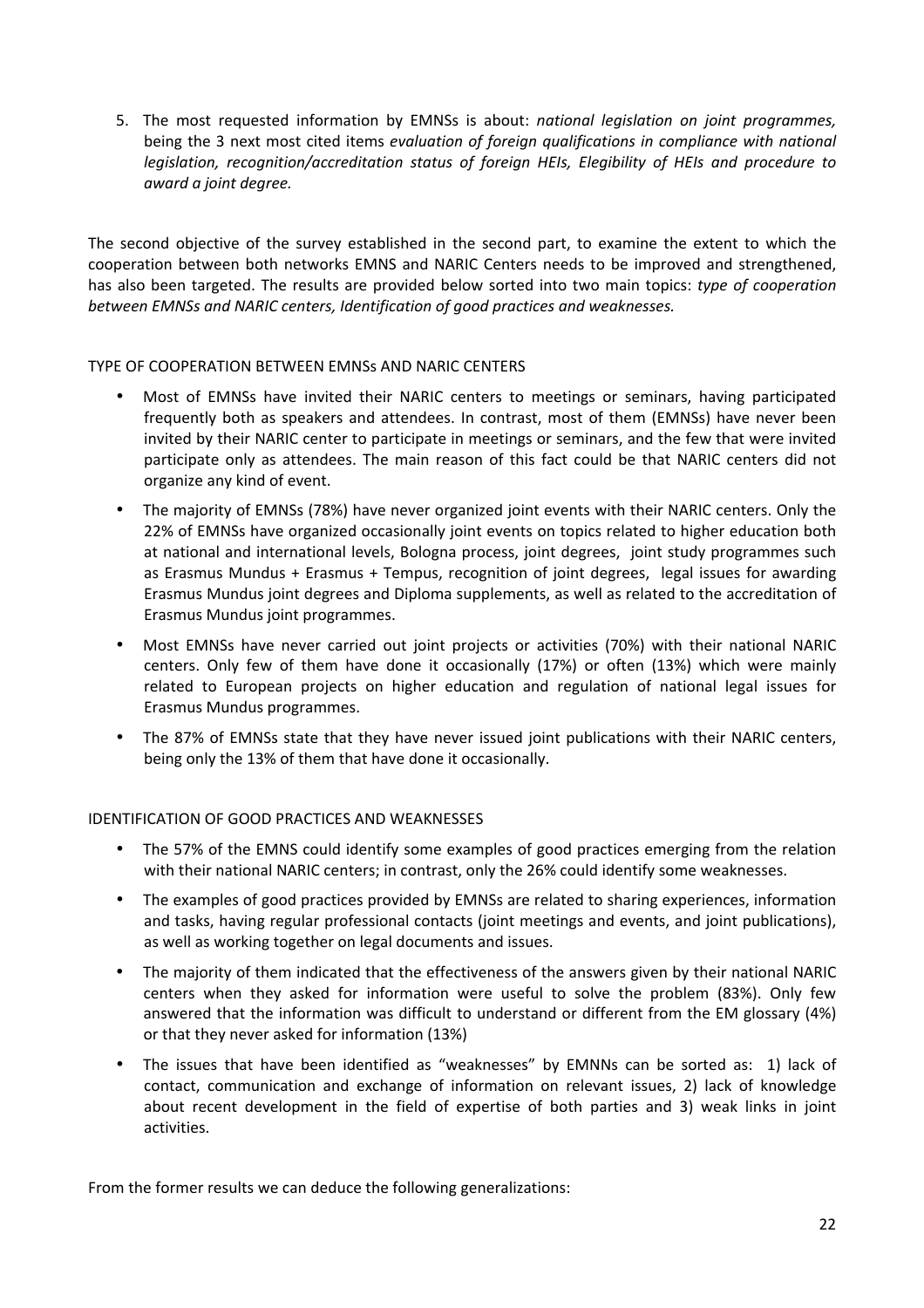5. The most requested information by EMNSs is about: *national legislation on joint programmes,* being the 3 next most cited items *evaluation of foreign qualifications in compliance with national legislation, recognition/accreditation status of foreign HEIs, Elegibility of HEIs and procedure to award a joint degree.*

The second objective of the survey established in the second part, to examine the extent to which the cooperation between both networks EMNS and NARIC Centers needs to be improved and strengthened, has also been targeted. The results are provided below sorted into two main topics: *type of cooperation between EMNSs and NARIC centers, Identification of good practices and weaknesses.*

TYPE OF COOPERATION BETWEEN EMNSs AND NARIC CENTERS

- Most of EMNSs have invited their NARIC centers to meetings or seminars, having participated frequently both as speakers and attendees. In contrast, most of them (EMNSs) have never been invited by their NARIC center to participate in meetings or seminars, and the few that were invited participate only as attendees. The main reason of this fact could be that NARIC centers did not organize any kind of event.
- The majority of EMNSs (78%) have never organized joint events with their NARIC centers. Only the 22% of EMNSs have organized occasionally joint events on topics related to higher education both at national and international levels, Bologna process, joint degrees, joint study programmes such as Erasmus Mundus + Erasmus + Tempus, recognition of joint degrees, legal issues for awarding Erasmus Mundus joint degrees and Diploma supplements, as well as related to the accreditation of Erasmus Mundus joint programmes.
- Most EMNSs have never carried out joint projects or activities (70%) with their national NARIC centers. Only few of them have done it occasionally (17%) or often (13%) which were mainly related to European projects on higher education and regulation of national legal issues for Erasmus Mundus programmes.
- The 87% of EMNSs state that they have never issued joint publications with their NARIC centers, being only the 13% of them that have done it occasionally.

IDENTIFICATION OF GOOD PRACTICES AND WEAKNESSES

- The 57% of the EMNS could identify some examples of good practices emerging from the relation with their national NARIC centers; in contrast, only the 26% could identify some weaknesses.
- The examples of good practices provided by EMNSs are related to sharing experiences, information and tasks, having regular professional contacts (joint meetings and events, and joint publications), as well as working together on legal documents and issues.
- The majority of them indicated that the effectiveness of the answers given by their national NARIC centers when they asked for information were useful to solve the problem (83%). Only few answered that the information was difficult to understand or different from the EM glossary (4%) or that they never asked for information (13%)
- The issues that have been identified as "weaknesses" by EMNNs can be sorted as: 1) lack of contact, communication and exchange of information on relevant issues, 2) lack of knowledge about recent development in the field of expertise of both parties and 3) weak links in joint activities.

From the former results we can deduce the following generalizations: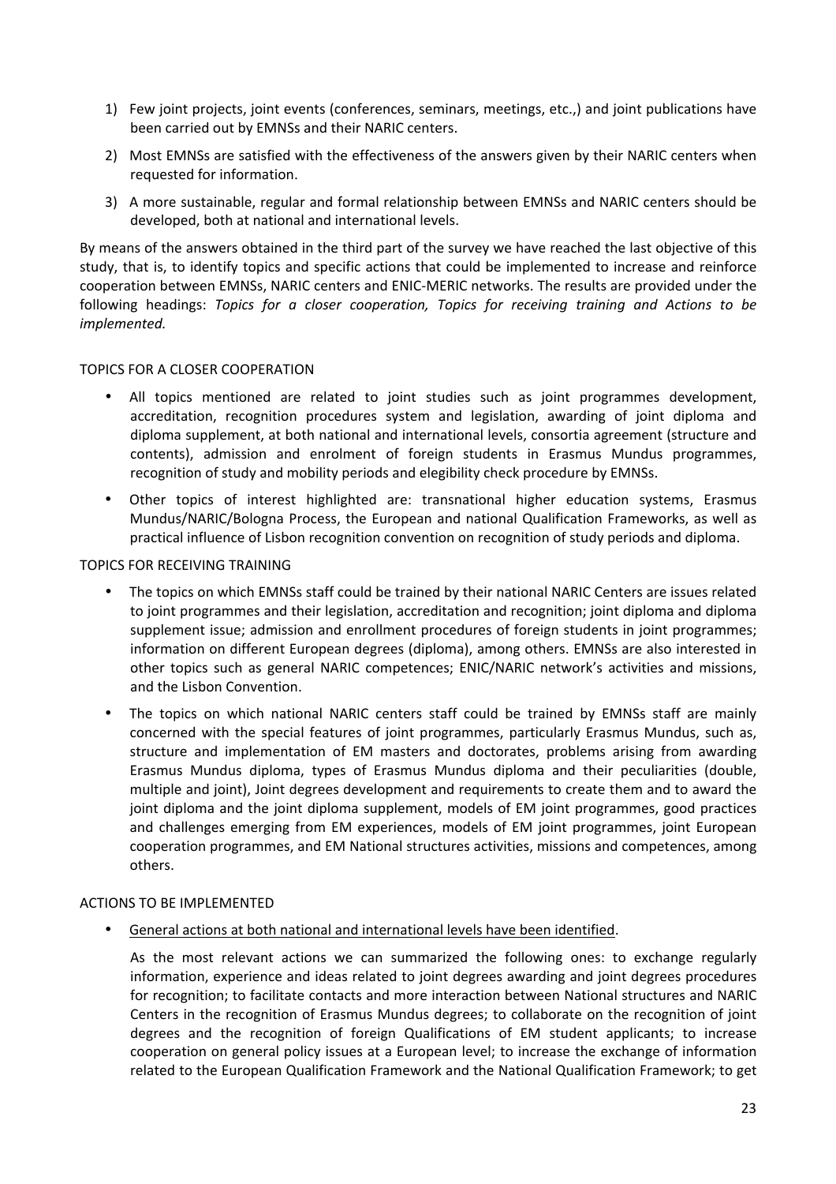1) Few joint projects, joint events (conferences, seminars, meetings, etc.,) and joint publications have been carried out by EMNSs and their NARIC centers.
2) Most EMNSs are satisfied with the effectiveness of the answers given by their NARIC centers when requested for information.
3) A more sustainable, regular and formal relationship between EMNSs and NARIC centers should be developed, both at national and international levels.

By means of the answers obtained in the third part of the survey we have reached the last objective of this study, that is, to identify topics and specific actions that could be implemented to increase and reinforce cooperation between EMNSs, NARIC centers and ENIC-MERIC networks. The results are provided under the following headings: *Topics for a closer cooperation, Topics for receiving training and Actions to be implemented.*

TOPICS FOR A CLOSER COOPERATION

- All topics mentioned are related to joint studies such as joint programmes development, accreditation, recognition procedures system and legislation, awarding of joint diploma and diploma supplement, at both national and international levels, consortia agreement (structure and contents), admission and enrolment of foreign students in Erasmus Mundus programmes, recognition of study and mobility periods and elegibility check procedure by EMNSs.
- Other topics of interest highlighted are: transnational higher education systems, Erasmus Mundus/NARIC/Bologna Process, the European and national Qualification Frameworks, as well as practical influence of Lisbon recognition convention on recognition of study periods and diploma.

TOPICS FOR RECEIVING TRAINING

- The topics on which EMNSs staff could be trained by their national NARIC Centers are issues related to joint programmes and their legislation, accreditation and recognition; joint diploma and diploma supplement issue; admission and enrollment procedures of foreign students in joint programmes; information on different European degrees (diploma), among others. EMNSs are also interested in other topics such as general NARIC competences; ENIC/NARIC network's activities and missions, and the Lisbon Convention.
- The topics on which national NARIC centers staff could be trained by EMNSs staff are mainly concerned with the special features of joint programmes, particularly Erasmus Mundus, such as, structure and implementation of EM masters and doctorates, problems arising from awarding Erasmus Mundus diploma, types of Erasmus Mundus diploma and their peculiarities (double, multiple and joint), Joint degrees development and requirements to create them and to award the joint diploma and the joint diploma supplement, models of EM joint programmes, good practices and challenges emerging from EM experiences, models of EM joint programmes, joint European cooperation programmes, and EM National structures activities, missions and competences, among others.

ACTIONS TO BE IMPLEMENTED

- <u>General actions at both national and international levels have been identified</u>.

  As the most relevant actions we can summarized the following ones: to exchange regularly information, experience and ideas related to joint degrees awarding and joint degrees procedures for recognition; to facilitate contacts and more interaction between National structures and NARIC Centers in the recognition of Erasmus Mundus degrees; to collaborate on the recognition of joint degrees and the recognition of foreign Qualifications of EM student applicants; to increase cooperation on general policy issues at a European level; to increase the exchange of information related to the European Qualification Framework and the National Qualification Framework; to get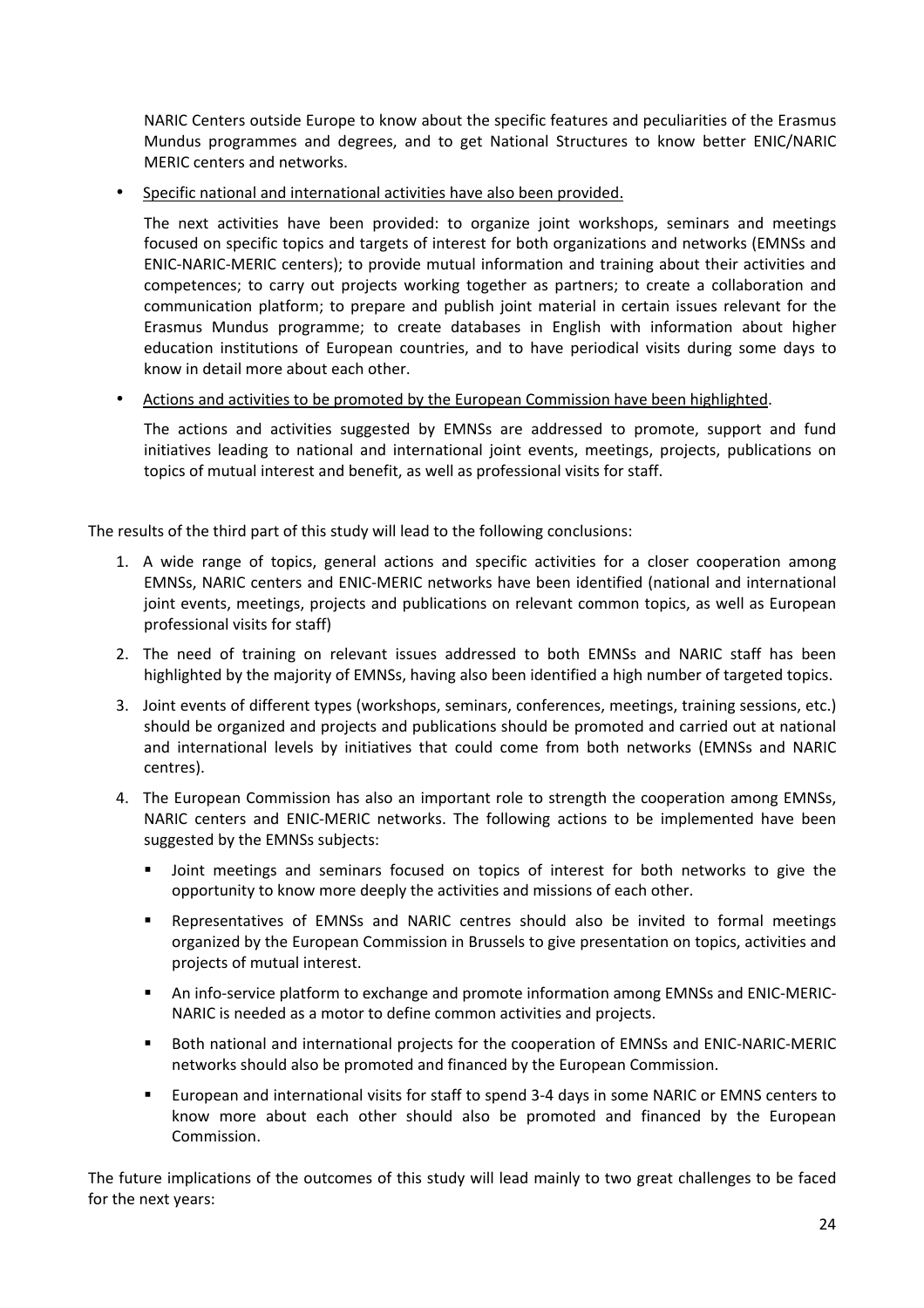NARIC Centers outside Europe to know about the specific features and peculiarities of the Erasmus Mundus programmes and degrees, and to get National Structures to know better ENIC/NARIC MERIC centers and networks.

- Specific national and international activities have also been provided.

  The next activities have been provided: to organize joint workshops, seminars and meetings focused on specific topics and targets of interest for both organizations and networks (EMNSs and ENIC-NARIC-MERIC centers); to provide mutual information and training about their activities and competences; to carry out projects working together as partners; to create a collaboration and communication platform; to prepare and publish joint material in certain issues relevant for the Erasmus Mundus programme; to create databases in English with information about higher education institutions of European countries, and to have periodical visits during some days to know in detail more about each other.

- Actions and activities to be promoted by the European Commission have been highlighted.

  The actions and activities suggested by EMNSs are addressed to promote, support and fund initiatives leading to national and international joint events, meetings, projects, publications on topics of mutual interest and benefit, as well as professional visits for staff.

The results of the third part of this study will lead to the following conclusions:

1. A wide range of topics, general actions and specific activities for a closer cooperation among EMNSs, NARIC centers and ENIC-MERIC networks have been identified (national and international joint events, meetings, projects and publications on relevant common topics, as well as European professional visits for staff)
2. The need of training on relevant issues addressed to both EMNSs and NARIC staff has been highlighted by the majority of EMNSs, having also been identified a high number of targeted topics.
3. Joint events of different types (workshops, seminars, conferences, meetings, training sessions, etc.) should be organized and projects and publications should be promoted and carried out at national and international levels by initiatives that could come from both networks (EMNSs and NARIC centres).
4. The European Commission has also an important role to strength the cooperation among EMNSs, NARIC centers and ENIC-MERIC networks. The following actions to be implemented have been suggested by the EMNSs subjects:
   - Joint meetings and seminars focused on topics of interest for both networks to give the opportunity to know more deeply the activities and missions of each other.
   - Representatives of EMNSs and NARIC centres should also be invited to formal meetings organized by the European Commission in Brussels to give presentation on topics, activities and projects of mutual interest.
   - An info-service platform to exchange and promote information among EMNSs and ENIC-MERIC-NARIC is needed as a motor to define common activities and projects.
   - Both national and international projects for the cooperation of EMNSs and ENIC-NARIC-MERIC networks should also be promoted and financed by the European Commission.
   - European and international visits for staff to spend 3-4 days in some NARIC or EMNS centers to know more about each other should also be promoted and financed by the European Commission.

The future implications of the outcomes of this study will lead mainly to two great challenges to be faced for the next years: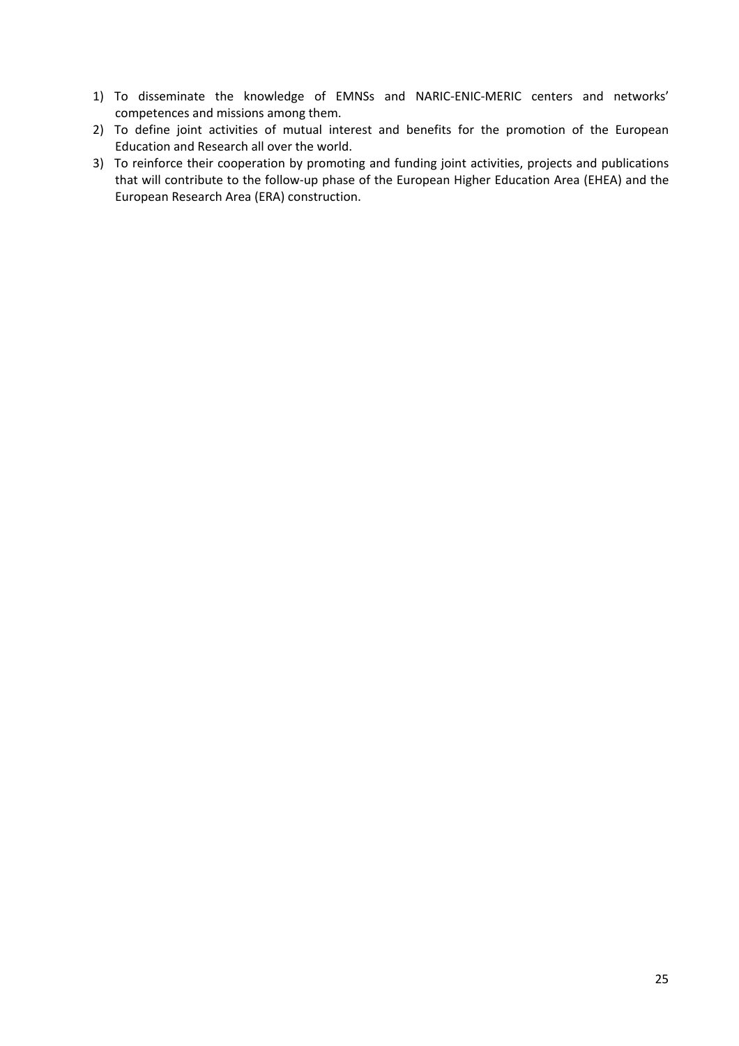1) To disseminate the knowledge of EMNSs and NARIC-ENIC-MERIC centers and networks' competences and missions among them.
2) To define joint activities of mutual interest and benefits for the promotion of the European Education and Research all over the world.
3) To reinforce their cooperation by promoting and funding joint activities, projects and publications that will contribute to the follow-up phase of the European Higher Education Area (EHEA) and the European Research Area (ERA) construction.